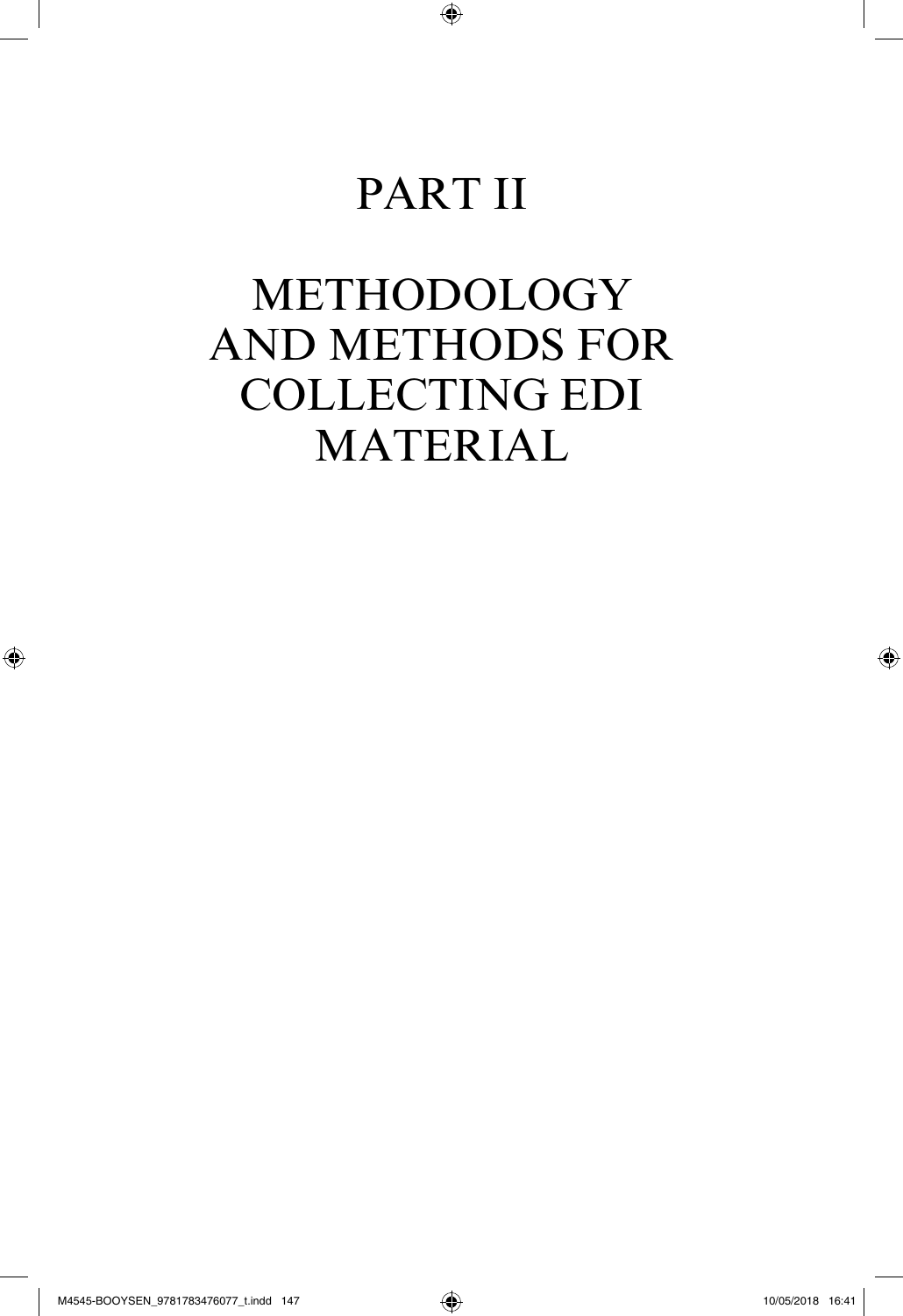# PART II

# METHODOLOGY AND METHODS FOR COLLECTING EDI MATERIAL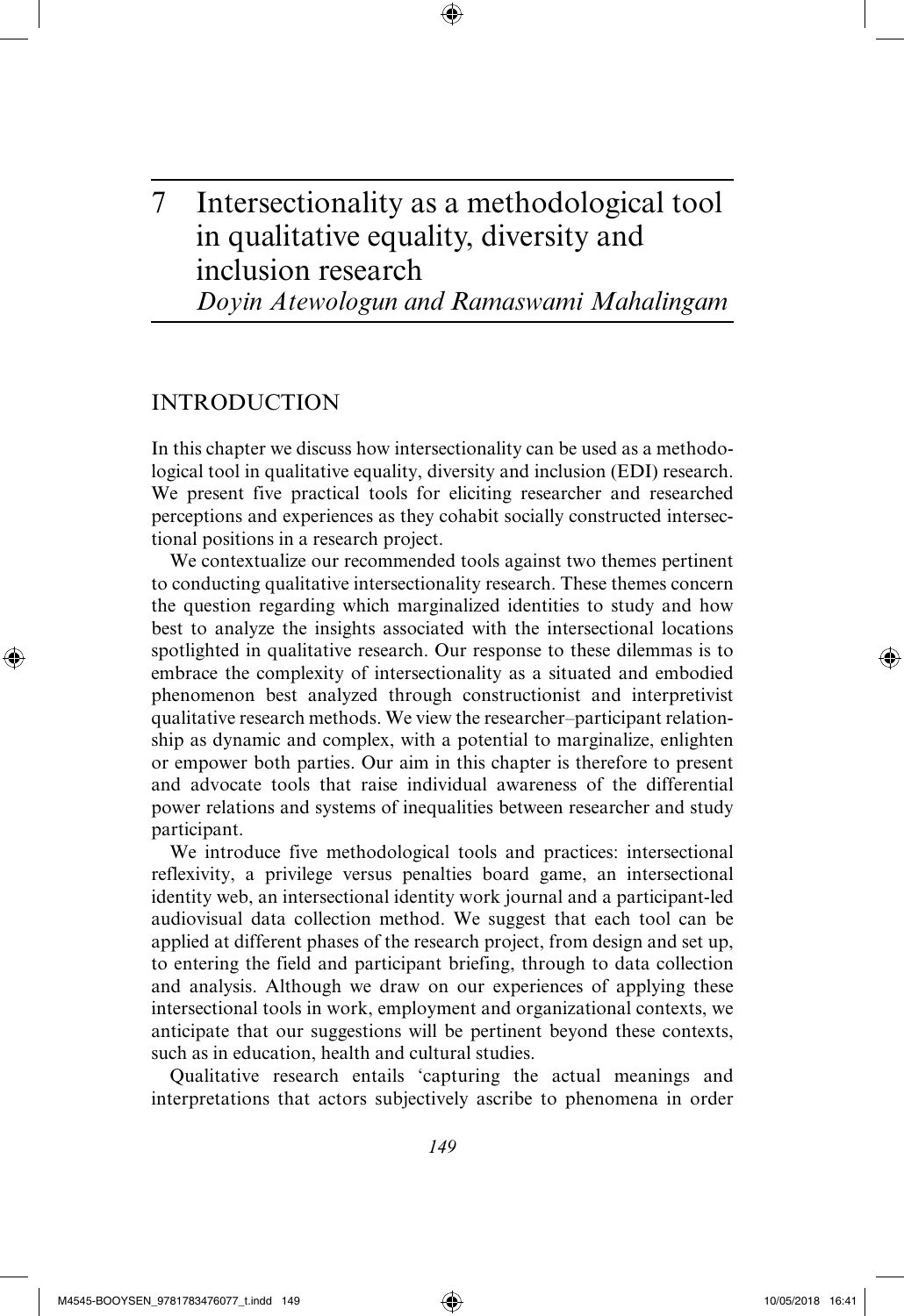# 7 Intersectionality as a methodological tool in qualitative equality, diversity and inclusion research

*Doyin Atewologun and Ramaswami Mahalingam*

## INTRODUCTION

In this chapter we discuss how intersectionality can be used as a methodological tool in qualitative equality, diversity and inclusion (EDI) research. We present five practical tools for eliciting researcher and researched perceptions and experiences as they cohabit socially constructed intersectional positions in a research project.

We contextualize our recommended tools against two themes pertinent to conducting qualitative intersectionality research. These themes concern the question regarding which marginalized identities to study and how best to analyze the insights associated with the intersectional locations spotlighted in qualitative research. Our response to these dilemmas is to embrace the complexity of intersectionality as a situated and embodied phenomenon best analyzed through constructionist and interpretivist qualitative research methods. We view the researcher–participant relationship as dynamic and complex, with a potential to marginalize, enlighten or empower both parties. Our aim in this chapter is therefore to present and advocate tools that raise individual awareness of the differential power relations and systems of inequalities between researcher and study participant.

We introduce five methodological tools and practices: intersectional reflexivity, a privilege versus penalties board game, an intersectional identity web, an intersectional identity work journal and a participant-led audiovisual data collection method. We suggest that each tool can be applied at different phases of the research project, from design and set up, to entering the field and participant briefing, through to data collection and analysis. Although we draw on our experiences of applying these intersectional tools in work, employment and organizational contexts, we anticipate that our suggestions will be pertinent beyond these contexts, such as in education, health and cultural studies.

Qualitative research entails 'capturing the actual meanings and interpretations that actors subjectively ascribe to phenomena in order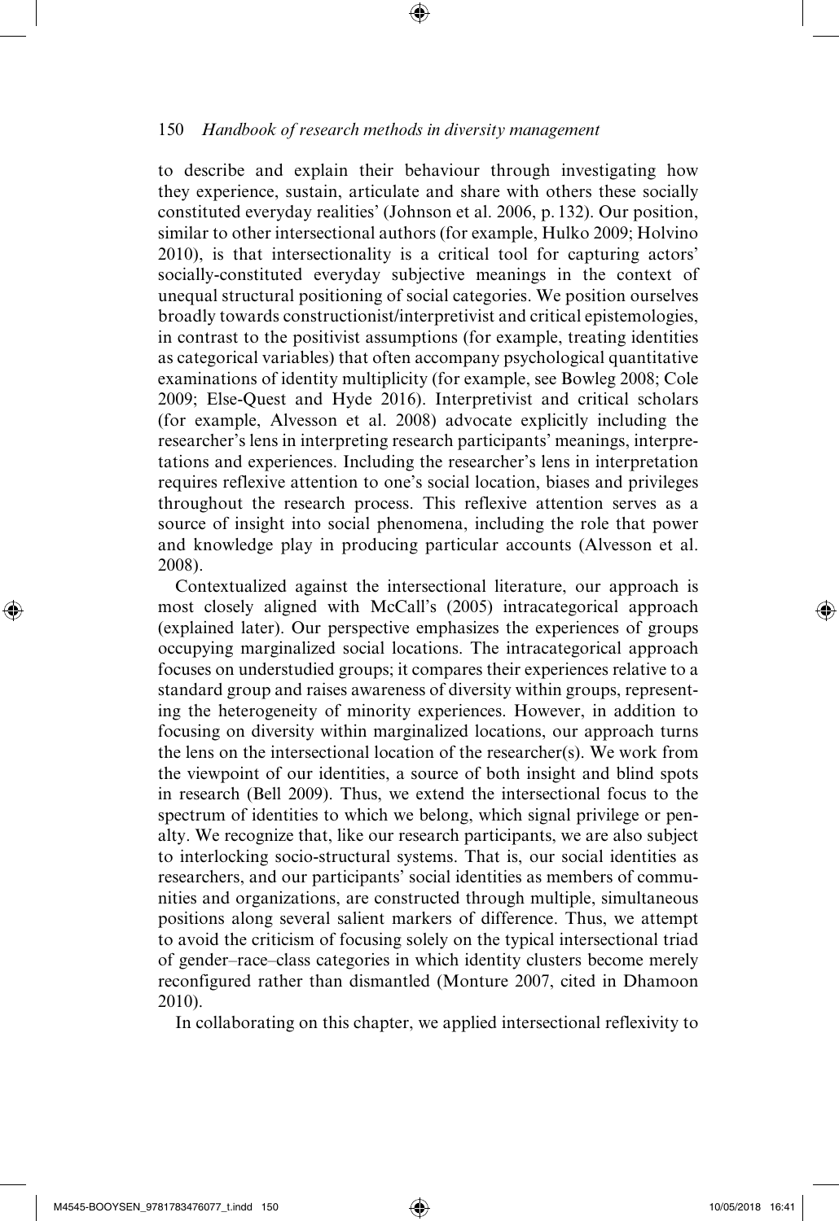to describe and explain their behaviour through investigating how they experience, sustain, articulate and share with others these socially constituted everyday realities' (Johnson et al. 2006, p. 132). Our position, similar to other intersectional authors (for example, Hulko 2009; Holvino 2010), is that intersectionality is a critical tool for capturing actors' socially-constituted everyday subjective meanings in the context of unequal structural positioning of social categories. We position ourselves broadly towards constructionist/interpretivist and critical epistemologies, in contrast to the positivist assumptions (for example, treating identities as categorical variables) that often accompany psychological quantitative examinations of identity multiplicity (for example, see Bowleg 2008; Cole 2009; Else-Quest and Hyde 2016). Interpretivist and critical scholars (for example, Alvesson et al. 2008) advocate explicitly including the researcher's lens in interpreting research participants' meanings, interpretations and experiences. Including the researcher's lens in interpretation requires reflexive attention to one's social location, biases and privileges throughout the research process. This reflexive attention serves as a source of insight into social phenomena, including the role that power and knowledge play in producing particular accounts (Alvesson et al. 2008).

Contextualized against the intersectional literature, our approach is most closely aligned with McCall's (2005) intracategorical approach (explained later). Our perspective emphasizes the experiences of groups occupying marginalized social locations. The intracategorical approach focuses on understudied groups; it compares their experiences relative to a standard group and raises awareness of diversity within groups, representing the heterogeneity of minority experiences. However, in addition to focusing on diversity within marginalized locations, our approach turns the lens on the intersectional location of the researcher(s). We work from the viewpoint of our identities, a source of both insight and blind spots in research (Bell 2009). Thus, we extend the intersectional focus to the spectrum of identities to which we belong, which signal privilege or penalty. We recognize that, like our research participants, we are also subject to interlocking socio-structural systems. That is, our social identities as researchers, and our participants' social identities as members of communities and organizations, are constructed through multiple, simultaneous positions along several salient markers of difference. Thus, we attempt to avoid the criticism of focusing solely on the typical intersectional triad of gender–race–class categories in which identity clusters become merely reconfigured rather than dismantled (Monture 2007, cited in Dhamoon 2010).

In collaborating on this chapter, we applied intersectional reflexivity to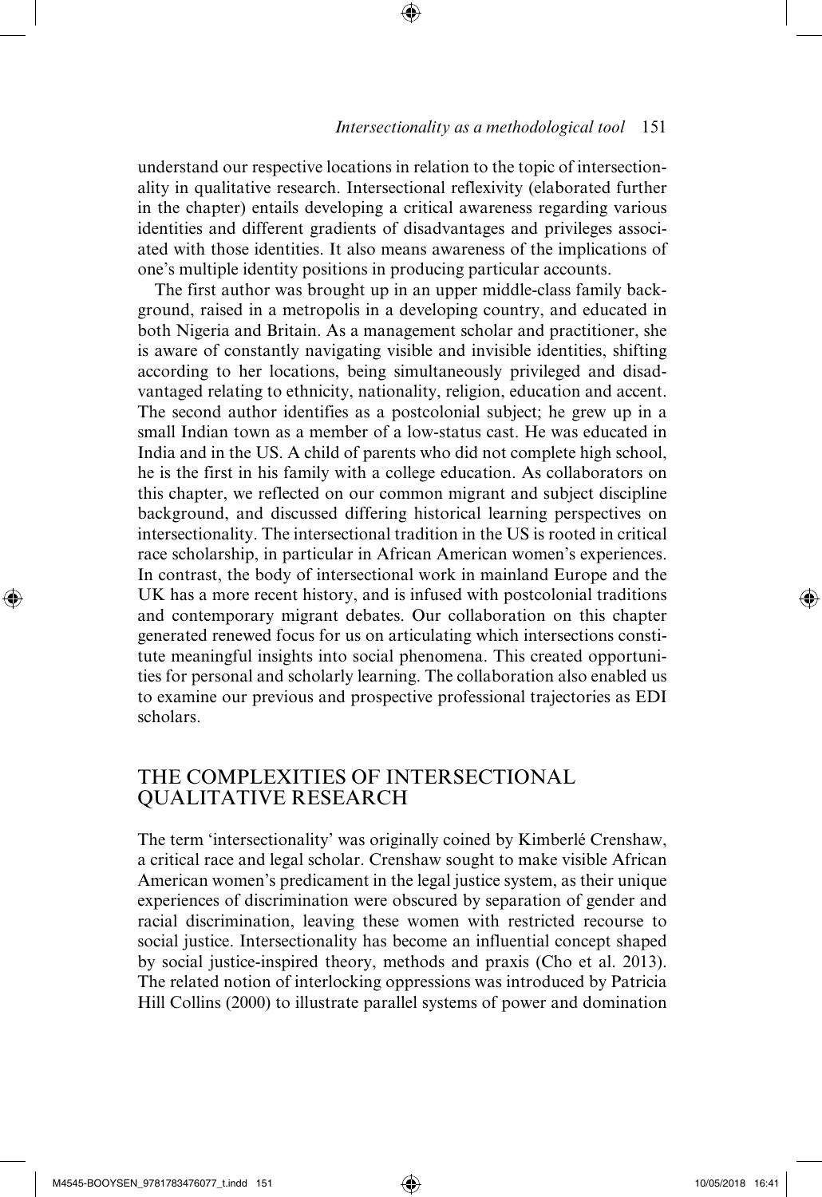understand our respective locations in relation to the topic of intersectionality in qualitative research. Intersectional reflexivity (elaborated further in the chapter) entails developing a critical awareness regarding various identities and different gradients of disadvantages and privileges associated with those identities. It also means awareness of the implications of one's multiple identity positions in producing particular accounts.

The first author was brought up in an upper middle-class family background, raised in a metropolis in a developing country, and educated in both Nigeria and Britain. As a management scholar and practitioner, she is aware of constantly navigating visible and invisible identities, shifting according to her locations, being simultaneously privileged and disadvantaged relating to ethnicity, nationality, religion, education and accent. The second author identifies as a postcolonial subject; he grew up in a small Indian town as a member of a low-status cast. He was educated in India and in the US. A child of parents who did not complete high school, he is the first in his family with a college education. As collaborators on this chapter, we reflected on our common migrant and subject discipline background, and discussed differing historical learning perspectives on intersectionality. The intersectional tradition in the US is rooted in critical race scholarship, in particular in African American women's experiences. In contrast, the body of intersectional work in mainland Europe and the UK has a more recent history, and is infused with postcolonial traditions and contemporary migrant debates. Our collaboration on this chapter generated renewed focus for us on articulating which intersections constitute meaningful insights into social phenomena. This created opportunities for personal and scholarly learning. The collaboration also enabled us to examine our previous and prospective professional trajectories as EDI scholars.

## THE COMPLEXITIES OF INTERSECTIONAL QUALITATIVE RESEARCH

The term 'intersectionality' was originally coined by Kimberlé Crenshaw, a critical race and legal scholar. Crenshaw sought to make visible African American women's predicament in the legal justice system, as their unique experiences of discrimination were obscured by separation of gender and racial discrimination, leaving these women with restricted recourse to social justice. Intersectionality has become an influential concept shaped by social justice-inspired theory, methods and praxis (Cho et al. 2013). The related notion of interlocking oppressions was introduced by Patricia Hill Collins (2000) to illustrate parallel systems of power and domination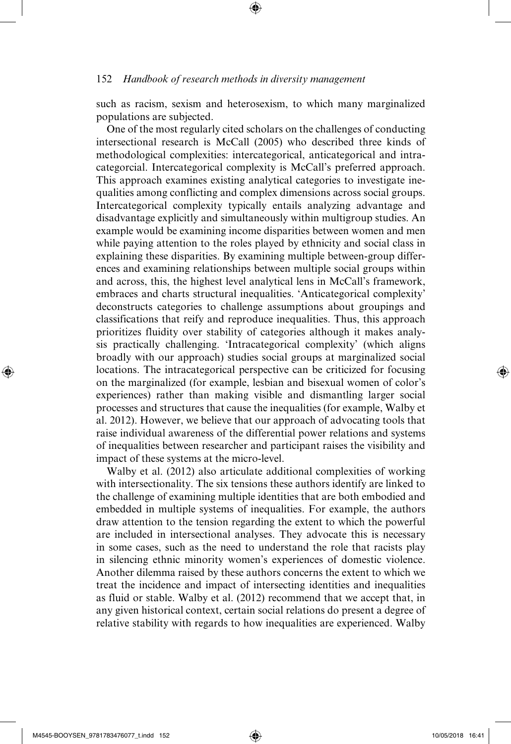such as racism, sexism and heterosexism, to which many marginalized populations are subjected.

One of the most regularly cited scholars on the challenges of conducting intersectional research is McCall (2005) who described three kinds of methodological complexities: intercategorical, anticategorical and intracategorcial. Intercategorical complexity is McCall's preferred approach. This approach examines existing analytical categories to investigate inequalities among conflicting and complex dimensions across social groups. Intercategorical complexity typically entails analyzing advantage and disadvantage explicitly and simultaneously within multigroup studies. An example would be examining income disparities between women and men while paying attention to the roles played by ethnicity and social class in explaining these disparities. By examining multiple between-group differences and examining relationships between multiple social groups within and across, this, the highest level analytical lens in McCall's framework, embraces and charts structural inequalities. 'Anticategorical complexity' deconstructs categories to challenge assumptions about groupings and classifications that reify and reproduce inequalities. Thus, this approach prioritizes fluidity over stability of categories although it makes analysis practically challenging. 'Intracategorical complexity' (which aligns broadly with our approach) studies social groups at marginalized social locations. The intracategorical perspective can be criticized for focusing on the marginalized (for example, lesbian and bisexual women of color's experiences) rather than making visible and dismantling larger social processes and structures that cause the inequalities (for example, Walby et al. 2012). However, we believe that our approach of advocating tools that raise individual awareness of the differential power relations and systems of inequalities between researcher and participant raises the visibility and impact of these systems at the micro-level.

Walby et al. (2012) also articulate additional complexities of working with intersectionality. The six tensions these authors identify are linked to the challenge of examining multiple identities that are both embodied and embedded in multiple systems of inequalities. For example, the authors draw attention to the tension regarding the extent to which the powerful are included in intersectional analyses. They advocate this is necessary in some cases, such as the need to understand the role that racists play in silencing ethnic minority women's experiences of domestic violence. Another dilemma raised by these authors concerns the extent to which we treat the incidence and impact of intersecting identities and inequalities as fluid or stable. Walby et al. (2012) recommend that we accept that, in any given historical context, certain social relations do present a degree of relative stability with regards to how inequalities are experienced. Walby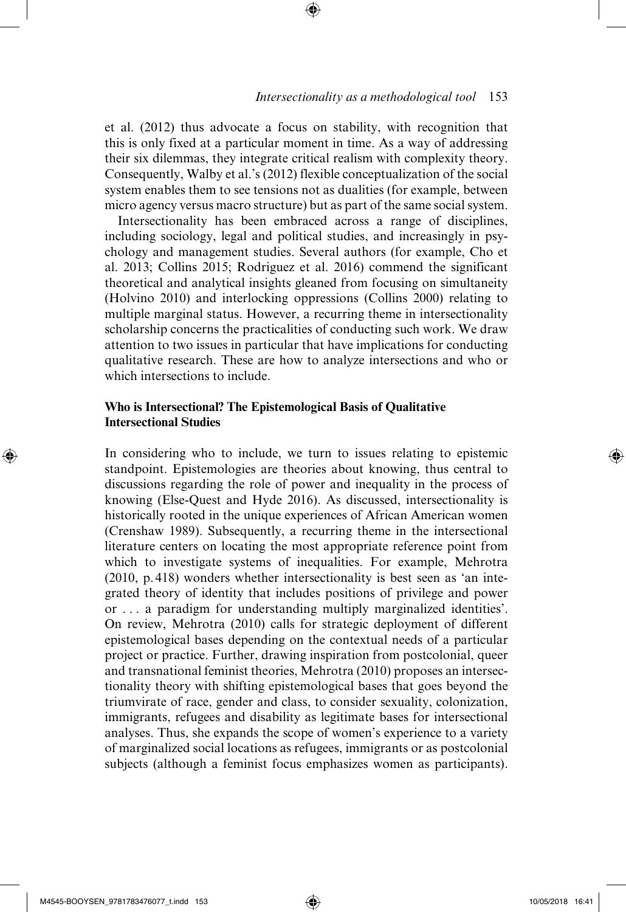et al. (2012) thus advocate a focus on stability, with recognition that this is only fixed at a particular moment in time. As a way of addressing their six dilemmas, they integrate critical realism with complexity theory. Consequently, Walby et al.'s (2012) flexible conceptualization of the social system enables them to see tensions not as dualities (for example, between micro agency versus macro structure) but as part of the same social system.

Intersectionality has been embraced across a range of disciplines, including sociology, legal and political studies, and increasingly in psychology and management studies. Several authors (for example, Cho et al. 2013; Collins 2015; Rodriguez et al. 2016) commend the significant theoretical and analytical insights gleaned from focusing on simultaneity (Holvino 2010) and interlocking oppressions (Collins 2000) relating to multiple marginal status. However, a recurring theme in intersectionality scholarship concerns the practicalities of conducting such work. We draw attention to two issues in particular that have implications for conducting qualitative research. These are how to analyze intersections and who or which intersections to include.

### Who is Intersectional? The Epistemological Basis of Qualitative Intersectional Studies

In considering who to include, we turn to issues relating to epistemic standpoint. Epistemologies are theories about knowing, thus central to discussions regarding the role of power and inequality in the process of knowing (Else-Quest and Hyde 2016). As discussed, intersectionality is historically rooted in the unique experiences of African American women (Crenshaw 1989). Subsequently, a recurring theme in the intersectional literature centers on locating the most appropriate reference point from which to investigate systems of inequalities. For example, Mehrotra (2010, p. 418) wonders whether intersectionality is best seen as 'an integrated theory of identity that includes positions of privilege and power or . . . a paradigm for understanding multiply marginalized identities'. On review, Mehrotra (2010) calls for strategic deployment of different epistemological bases depending on the contextual needs of a particular project or practice. Further, drawing inspiration from postcolonial, queer and transnational feminist theories, Mehrotra (2010) proposes an intersectionality theory with shifting epistemological bases that goes beyond the triumvirate of race, gender and class, to consider sexuality, colonization, immigrants, refugees and disability as legitimate bases for intersectional analyses. Thus, she expands the scope of women's experience to a variety of marginalized social locations as refugees, immigrants or as postcolonial subjects (although a feminist focus emphasizes women as participants).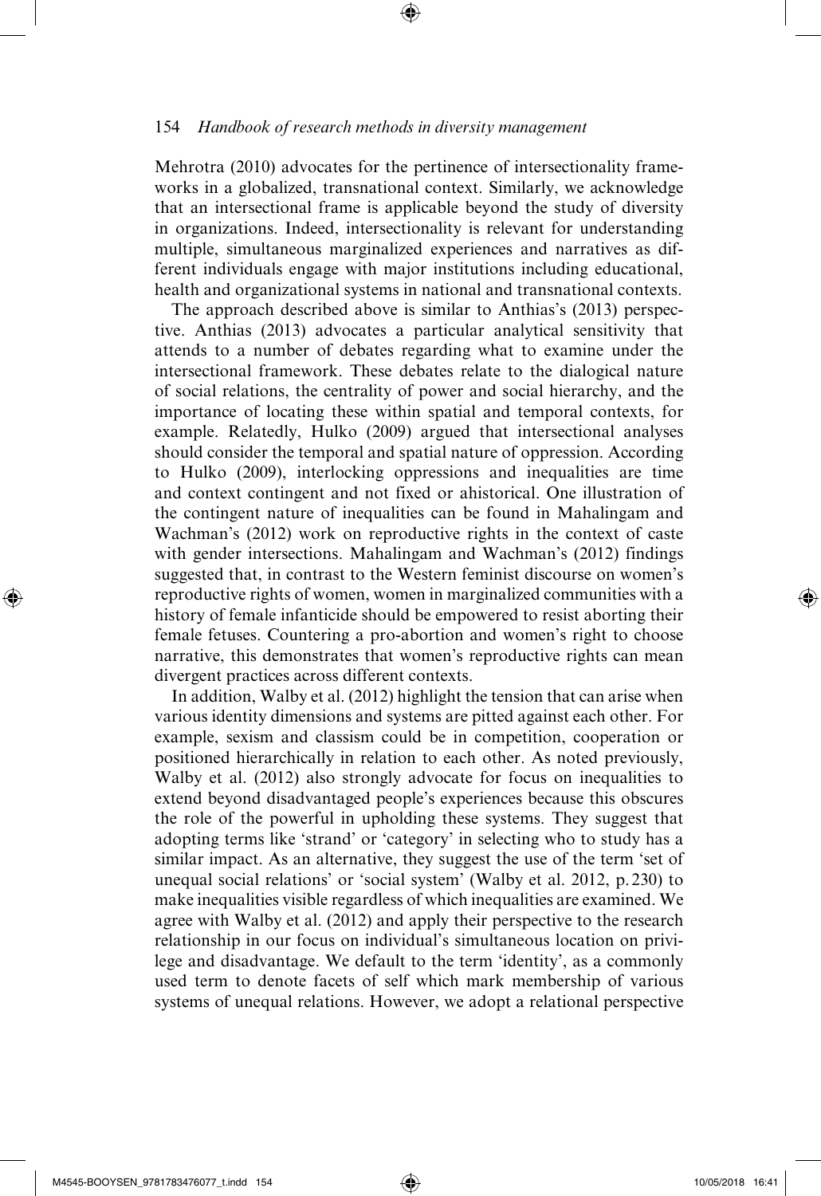Mehrotra (2010) advocates for the pertinence of intersectionality frameworks in a globalized, transnational context. Similarly, we acknowledge that an intersectional frame is applicable beyond the study of diversity in organizations. Indeed, intersectionality is relevant for understanding multiple, simultaneous marginalized experiences and narratives as different individuals engage with major institutions including educational, health and organizational systems in national and transnational contexts.

The approach described above is similar to Anthias's (2013) perspective. Anthias (2013) advocates a particular analytical sensitivity that attends to a number of debates regarding what to examine under the intersectional framework. These debates relate to the dialogical nature of social relations, the centrality of power and social hierarchy, and the importance of locating these within spatial and temporal contexts, for example. Relatedly, Hulko (2009) argued that intersectional analyses should consider the temporal and spatial nature of oppression. According to Hulko (2009), interlocking oppressions and inequalities are time and context contingent and not fixed or ahistorical. One illustration of the contingent nature of inequalities can be found in Mahalingam and Wachman's (2012) work on reproductive rights in the context of caste with gender intersections. Mahalingam and Wachman's (2012) findings suggested that, in contrast to the Western feminist discourse on women's reproductive rights of women, women in marginalized communities with a history of female infanticide should be empowered to resist aborting their female fetuses. Countering a pro-abortion and women's right to choose narrative, this demonstrates that women's reproductive rights can mean divergent practices across different contexts.

In addition, Walby et al. (2012) highlight the tension that can arise when various identity dimensions and systems are pitted against each other. For example, sexism and classism could be in competition, cooperation or positioned hierarchically in relation to each other. As noted previously, Walby et al. (2012) also strongly advocate for focus on inequalities to extend beyond disadvantaged people's experiences because this obscures the role of the powerful in upholding these systems. They suggest that adopting terms like 'strand' or 'category' in selecting who to study has a similar impact. As an alternative, they suggest the use of the term 'set of unequal social relations' or 'social system' (Walby et al. 2012, p. 230) to make inequalities visible regardless of which inequalities are examined. We agree with Walby et al. (2012) and apply their perspective to the research relationship in our focus on individual's simultaneous location on privilege and disadvantage. We default to the term 'identity', as a commonly used term to denote facets of self which mark membership of various systems of unequal relations. However, we adopt a relational perspective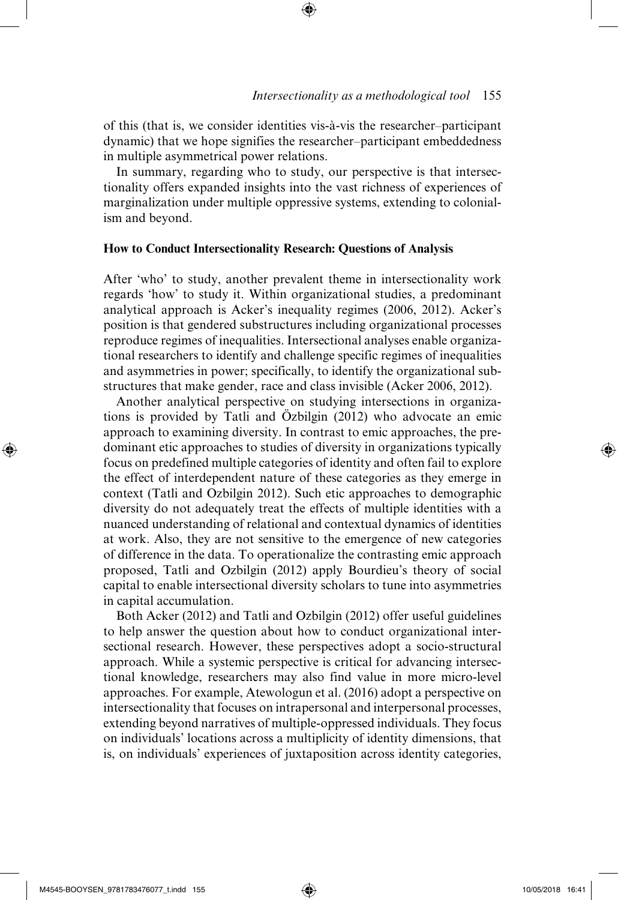of this (that is, we consider identities vis-à-vis the researcher–participant dynamic) that we hope signifies the researcher–participant embeddedness in multiple asymmetrical power relations.

In summary, regarding who to study, our perspective is that intersectionality offers expanded insights into the vast richness of experiences of marginalization under multiple oppressive systems, extending to colonialism and beyond.

## How to Conduct Intersectionality Research: Questions of Analysis

After 'who' to study, another prevalent theme in intersectionality work regards 'how' to study it. Within organizational studies, a predominant analytical approach is Acker's inequality regimes (2006, 2012). Acker's position is that gendered substructures including organizational processes reproduce regimes of inequalities. Intersectional analyses enable organizational researchers to identify and challenge specific regimes of inequalities and asymmetries in power; specifically, to identify the organizational substructures that make gender, race and class invisible (Acker 2006, 2012).

Another analytical perspective on studying intersections in organizations is provided by Tatli and Özbilgin (2012) who advocate an emic approach to examining diversity. In contrast to emic approaches, the predominant etic approaches to studies of diversity in organizations typically focus on predefined multiple categories of identity and often fail to explore the effect of interdependent nature of these categories as they emerge in context (Tatli and Ozbilgin 2012). Such etic approaches to demographic diversity do not adequately treat the effects of multiple identities with a nuanced understanding of relational and contextual dynamics of identities at work. Also, they are not sensitive to the emergence of new categories of difference in the data. To operationalize the contrasting emic approach proposed, Tatli and Ozbilgin (2012) apply Bourdieu's theory of social capital to enable intersectional diversity scholars to tune into asymmetries in capital accumulation.

Both Acker (2012) and Tatli and Ozbilgin (2012) offer useful guidelines to help answer the question about how to conduct organizational intersectional research. However, these perspectives adopt a socio-structural approach. While a systemic perspective is critical for advancing intersectional knowledge, researchers may also find value in more micro-level approaches. For example, Atewologun et al. (2016) adopt a perspective on intersectionality that focuses on intrapersonal and interpersonal processes, extending beyond narratives of multiple-oppressed individuals. They focus on individuals' locations across a multiplicity of identity dimensions, that is, on individuals' experiences of juxtaposition across identity categories,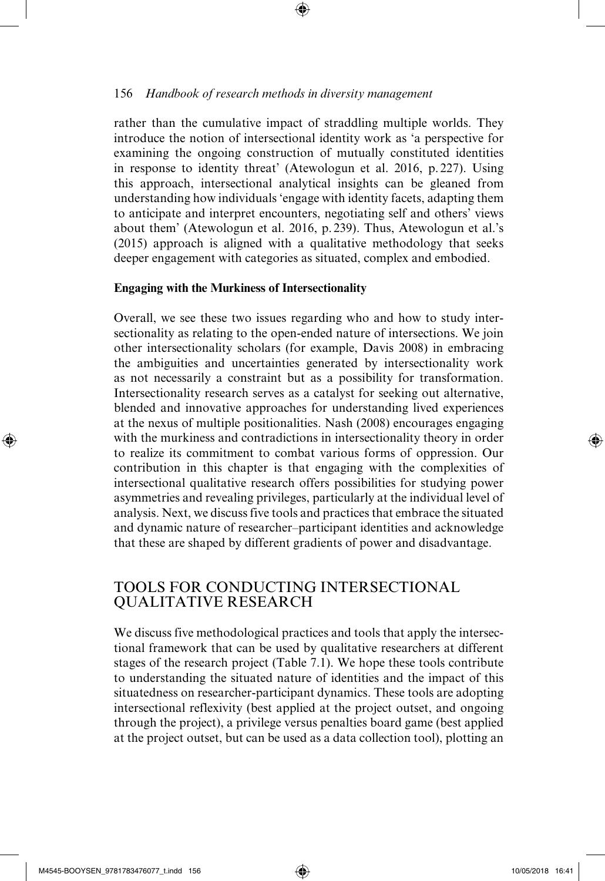rather than the cumulative impact of straddling multiple worlds. They introduce the notion of intersectional identity work as 'a perspective for examining the ongoing construction of mutually constituted identities in response to identity threat' (Atewologun et al. 2016, p. 227). Using this approach, intersectional analytical insights can be gleaned from understanding how individuals 'engage with identity facets, adapting them to anticipate and interpret encounters, negotiating self and others' views about them' (Atewologun et al. 2016, p. 239). Thus, Atewologun et al.'s (2015) approach is aligned with a qualitative methodology that seeks deeper engagement with categories as situated, complex and embodied.

### Engaging with the Murkiness of Intersectionality

Overall, we see these two issues regarding who and how to study intersectionality as relating to the open-ended nature of intersections. We join other intersectionality scholars (for example, Davis 2008) in embracing the ambiguities and uncertainties generated by intersectionality work as not necessarily a constraint but as a possibility for transformation. Intersectionality research serves as a catalyst for seeking out alternative, blended and innovative approaches for understanding lived experiences at the nexus of multiple positionalities. Nash (2008) encourages engaging with the murkiness and contradictions in intersectionality theory in order to realize its commitment to combat various forms of oppression. Our contribution in this chapter is that engaging with the complexities of intersectional qualitative research offers possibilities for studying power asymmetries and revealing privileges, particularly at the individual level of analysis. Next, we discuss five tools and practices that embrace the situated and dynamic nature of researcher–participant identities and acknowledge that these are shaped by different gradients of power and disadvantage.

## TOOLS FOR CONDUCTING INTERSECTIONAL QUALITATIVE RESEARCH

We discuss five methodological practices and tools that apply the intersectional framework that can be used by qualitative researchers at different stages of the research project (Table 7.1). We hope these tools contribute to understanding the situated nature of identities and the impact of this situatedness on researcher-participant dynamics. These tools are adopting intersectional reflexivity (best applied at the project outset, and ongoing through the project), a privilege versus penalties board game (best applied at the project outset, but can be used as a data collection tool), plotting an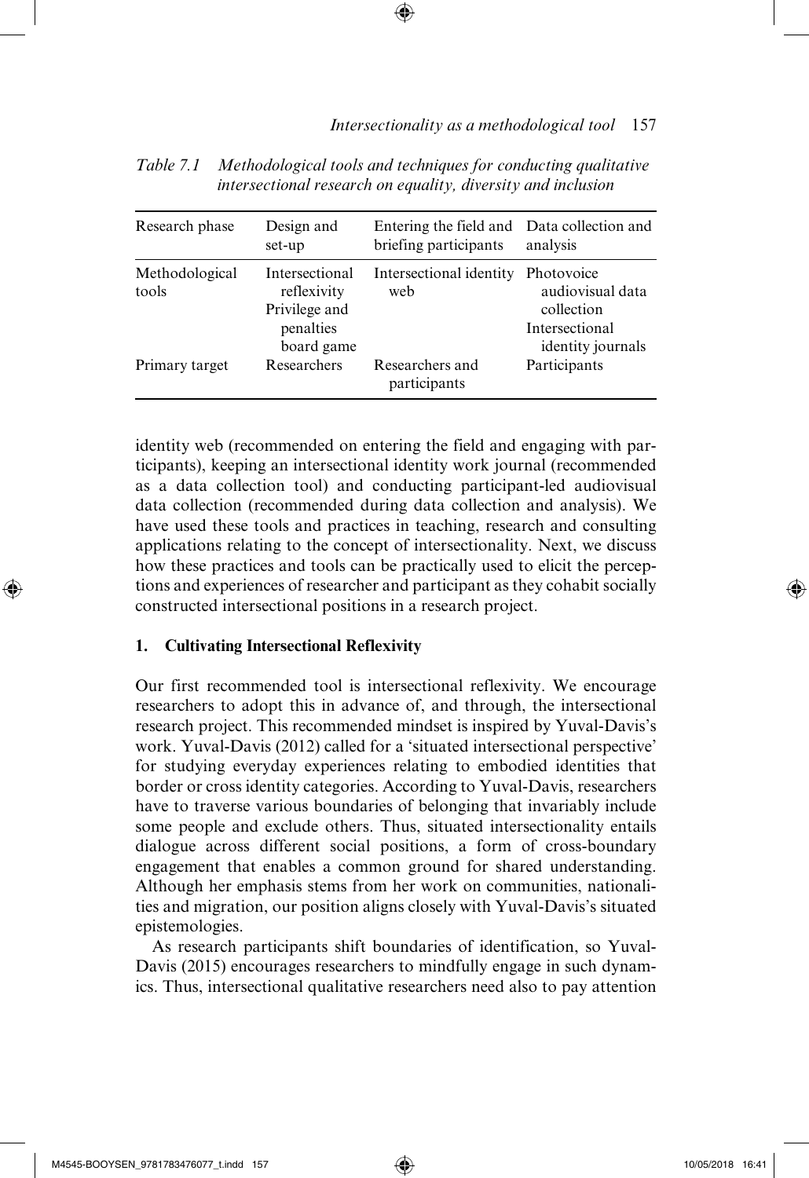*Table 7.1 Methodological tools and techniques for conducting qualitative intersectional research on equality, diversity and inclusion*

| Research phase | Design and set-up | Entering the field and briefing participants | Data collection and analysis |
|---|---|---|---|
| Methodological tools | Intersectional reflexivity<br>Privilege and penalties board game | Intersectional identity web | Photovoice audiovisual data collection<br>Intersectional identity journals |
| Primary target | Researchers | Researchers and participants | Participants |

identity web (recommended on entering the field and engaging with participants), keeping an intersectional identity work journal (recommended as a data collection tool) and conducting participant-led audiovisual data collection (recommended during data collection and analysis). We have used these tools and practices in teaching, research and consulting applications relating to the concept of intersectionality. Next, we discuss how these practices and tools can be practically used to elicit the perceptions and experiences of researcher and participant as they cohabit socially constructed intersectional positions in a research project.

## 1. Cultivating Intersectional Reflexivity

Our first recommended tool is intersectional reflexivity. We encourage researchers to adopt this in advance of, and through, the intersectional research project. This recommended mindset is inspired by Yuval-Davis's work. Yuval-Davis (2012) called for a 'situated intersectional perspective' for studying everyday experiences relating to embodied identities that border or cross identity categories. According to Yuval-Davis, researchers have to traverse various boundaries of belonging that invariably include some people and exclude others. Thus, situated intersectionality entails dialogue across different social positions, a form of cross-boundary engagement that enables a common ground for shared understanding. Although her emphasis stems from her work on communities, nationalities and migration, our position aligns closely with Yuval-Davis's situated epistemologies.

As research participants shift boundaries of identification, so Yuval-Davis (2015) encourages researchers to mindfully engage in such dynamics. Thus, intersectional qualitative researchers need also to pay attention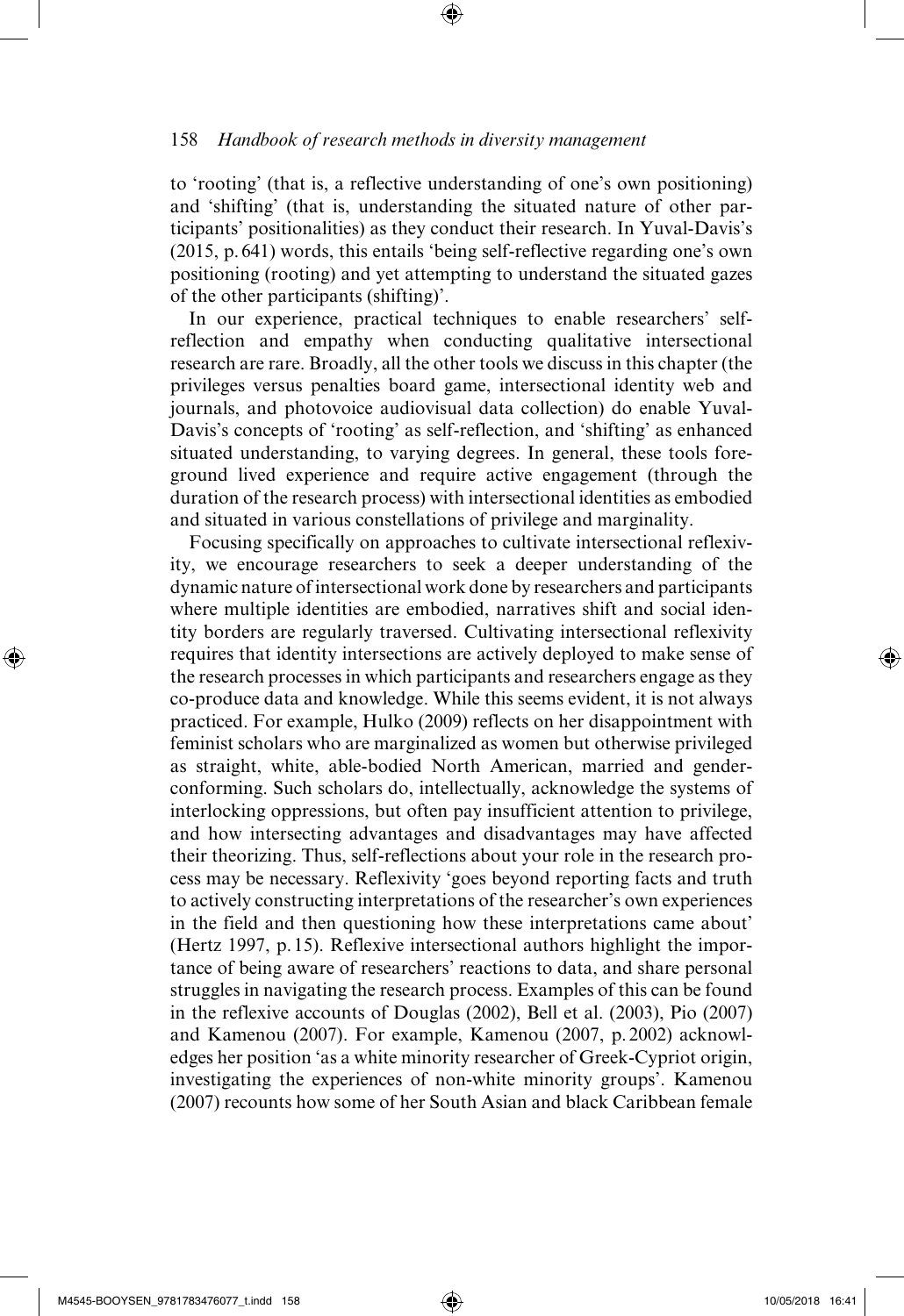to 'rooting' (that is, a reflective understanding of one's own positioning) and 'shifting' (that is, understanding the situated nature of other participants' positionalities) as they conduct their research. In Yuval-Davis's (2015, p. 641) words, this entails 'being self-reflective regarding one's own positioning (rooting) and yet attempting to understand the situated gazes of the other participants (shifting)'.

In our experience, practical techniques to enable researchers' self-reflection and empathy when conducting qualitative intersectional research are rare. Broadly, all the other tools we discuss in this chapter (the privileges versus penalties board game, intersectional identity web and journals, and photovoice audiovisual data collection) do enable Yuval-Davis's concepts of 'rooting' as self-reflection, and 'shifting' as enhanced situated understanding, to varying degrees. In general, these tools foreground lived experience and require active engagement (through the duration of the research process) with intersectional identities as embodied and situated in various constellations of privilege and marginality.

Focusing specifically on approaches to cultivate intersectional reflexivity, we encourage researchers to seek a deeper understanding of the dynamic nature of intersectional work done by researchers and participants where multiple identities are embodied, narratives shift and social identity borders are regularly traversed. Cultivating intersectional reflexivity requires that identity intersections are actively deployed to make sense of the research processes in which participants and researchers engage as they co-produce data and knowledge. While this seems evident, it is not always practiced. For example, Hulko (2009) reflects on her disappointment with feminist scholars who are marginalized as women but otherwise privileged as straight, white, able-bodied North American, married and gender-conforming. Such scholars do, intellectually, acknowledge the systems of interlocking oppressions, but often pay insufficient attention to privilege, and how intersecting advantages and disadvantages may have affected their theorizing. Thus, self-reflections about your role in the research process may be necessary. Reflexivity 'goes beyond reporting facts and truth to actively constructing interpretations of the researcher's own experiences in the field and then questioning how these interpretations came about' (Hertz 1997, p. 15). Reflexive intersectional authors highlight the importance of being aware of researchers' reactions to data, and share personal struggles in navigating the research process. Examples of this can be found in the reflexive accounts of Douglas (2002), Bell et al. (2003), Pio (2007) and Kamenou (2007). For example, Kamenou (2007, p. 2002) acknowledges her position 'as a white minority researcher of Greek-Cypriot origin, investigating the experiences of non-white minority groups'. Kamenou (2007) recounts how some of her South Asian and black Caribbean female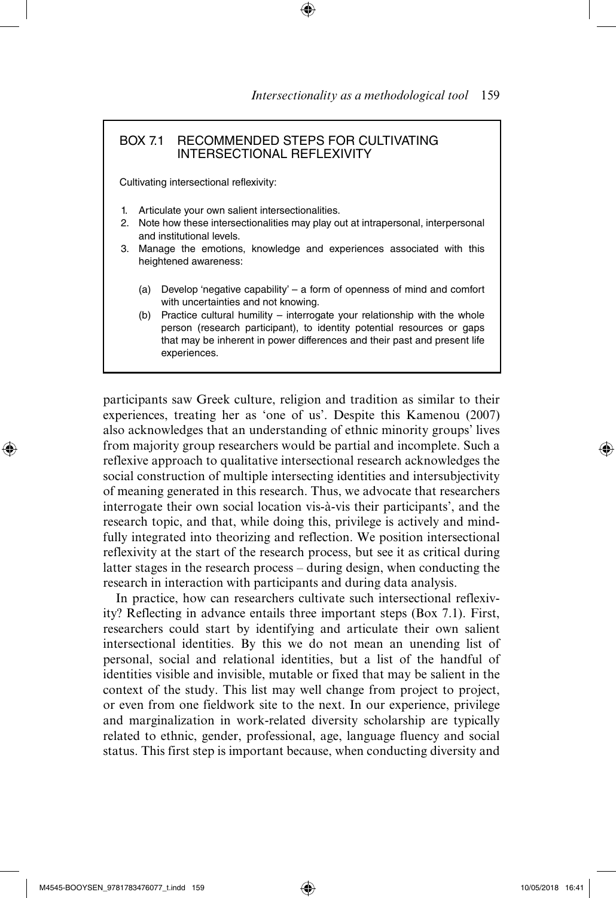**BOX 7.1 RECOMMENDED STEPS FOR CULTIVATING INTERSECTIONAL REFLEXIVITY**

Cultivating intersectional reflexivity:

1. Articulate your own salient intersectionalities.
2. Note how these intersectionalities may play out at intrapersonal, interpersonal and institutional levels.
3. Manage the emotions, knowledge and experiences associated with this heightened awareness:

   (a) Develop 'negative capability' – a form of openness of mind and comfort with uncertainties and not knowing.

   (b) Practice cultural humility – interrogate your relationship with the whole person (research participant), to identity potential resources or gaps that may be inherent in power differences and their past and present life experiences.

participants saw Greek culture, religion and tradition as similar to their experiences, treating her as 'one of us'. Despite this Kamenou (2007) also acknowledges that an understanding of ethnic minority groups' lives from majority group researchers would be partial and incomplete. Such a reflexive approach to qualitative intersectional research acknowledges the social construction of multiple intersecting identities and intersubjectivity of meaning generated in this research. Thus, we advocate that researchers interrogate their own social location vis-à-vis their participants', and the research topic, and that, while doing this, privilege is actively and mindfully integrated into theorizing and reflection. We position intersectional reflexivity at the start of the research process, but see it as critical during latter stages in the research process – during design, when conducting the research in interaction with participants and during data analysis.

In practice, how can researchers cultivate such intersectional reflexivity? Reflecting in advance entails three important steps (Box 7.1). First, researchers could start by identifying and articulate their own salient intersectional identities. By this we do not mean an unending list of personal, social and relational identities, but a list of the handful of identities visible and invisible, mutable or fixed that may be salient in the context of the study. This list may well change from project to project, or even from one fieldwork site to the next. In our experience, privilege and marginalization in work-related diversity scholarship are typically related to ethnic, gender, professional, age, language fluency and social status. This first step is important because, when conducting diversity and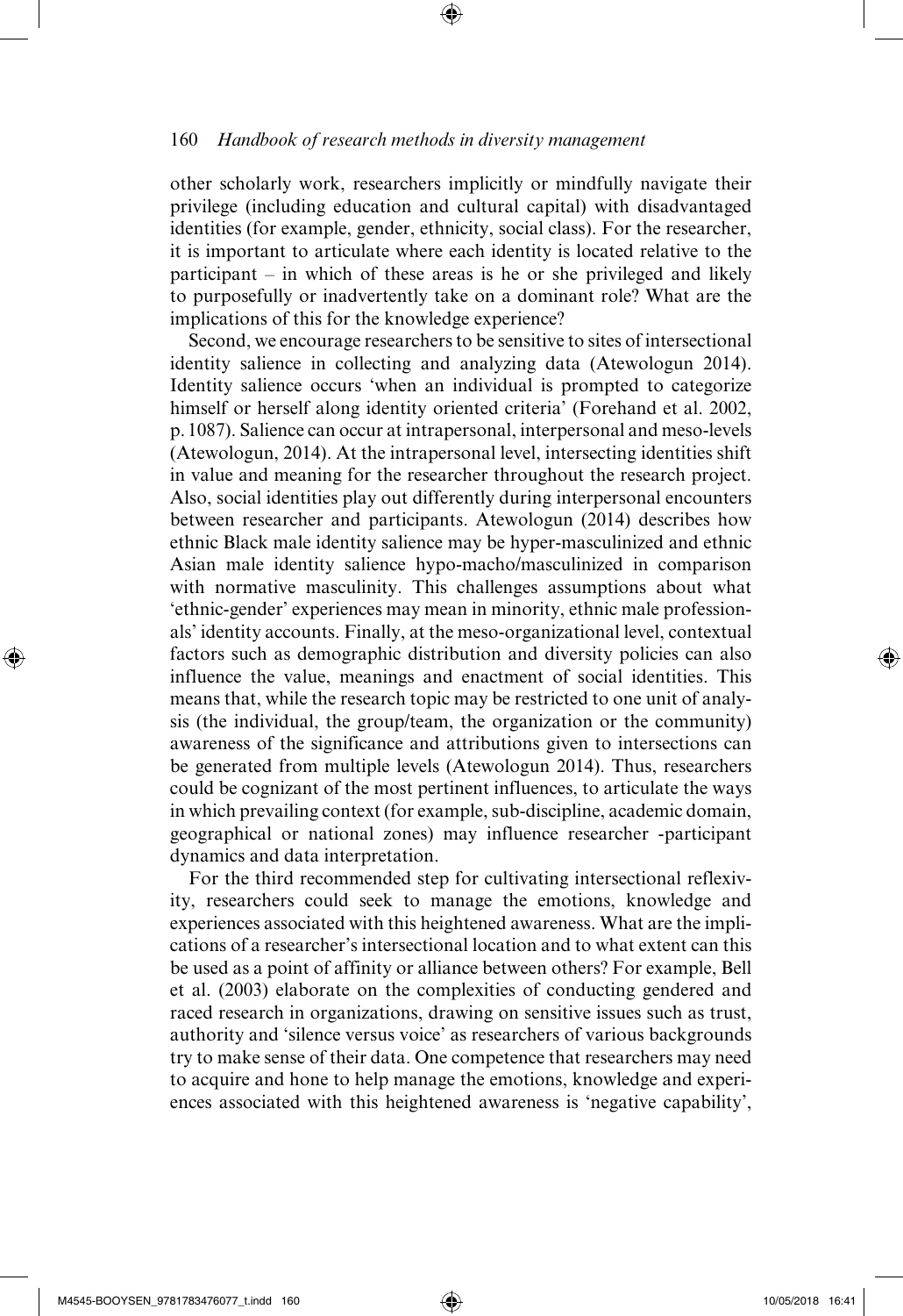other scholarly work, researchers implicitly or mindfully navigate their privilege (including education and cultural capital) with disadvantaged identities (for example, gender, ethnicity, social class). For the researcher, it is important to articulate where each identity is located relative to the participant – in which of these areas is he or she privileged and likely to purposefully or inadvertently take on a dominant role? What are the implications of this for the knowledge experience?

Second, we encourage researchers to be sensitive to sites of intersectional identity salience in collecting and analyzing data (Atewologun 2014). Identity salience occurs 'when an individual is prompted to categorize himself or herself along identity oriented criteria' (Forehand et al. 2002, p. 1087). Salience can occur at intrapersonal, interpersonal and meso-levels (Atewologun, 2014). At the intrapersonal level, intersecting identities shift in value and meaning for the researcher throughout the research project. Also, social identities play out differently during interpersonal encounters between researcher and participants. Atewologun (2014) describes how ethnic Black male identity salience may be hyper-masculinized and ethnic Asian male identity salience hypo-macho/masculinized in comparison with normative masculinity. This challenges assumptions about what 'ethnic-gender' experiences may mean in minority, ethnic male professionals' identity accounts. Finally, at the meso-organizational level, contextual factors such as demographic distribution and diversity policies can also influence the value, meanings and enactment of social identities. This means that, while the research topic may be restricted to one unit of analysis (the individual, the group/team, the organization or the community) awareness of the significance and attributions given to intersections can be generated from multiple levels (Atewologun 2014). Thus, researchers could be cognizant of the most pertinent influences, to articulate the ways in which prevailing context (for example, sub-discipline, academic domain, geographical or national zones) may influence researcher -participant dynamics and data interpretation.

For the third recommended step for cultivating intersectional reflexivity, researchers could seek to manage the emotions, knowledge and experiences associated with this heightened awareness. What are the implications of a researcher's intersectional location and to what extent can this be used as a point of affinity or alliance between others? For example, Bell et al. (2003) elaborate on the complexities of conducting gendered and raced research in organizations, drawing on sensitive issues such as trust, authority and 'silence versus voice' as researchers of various backgrounds try to make sense of their data. One competence that researchers may need to acquire and hone to help manage the emotions, knowledge and experiences associated with this heightened awareness is 'negative capability',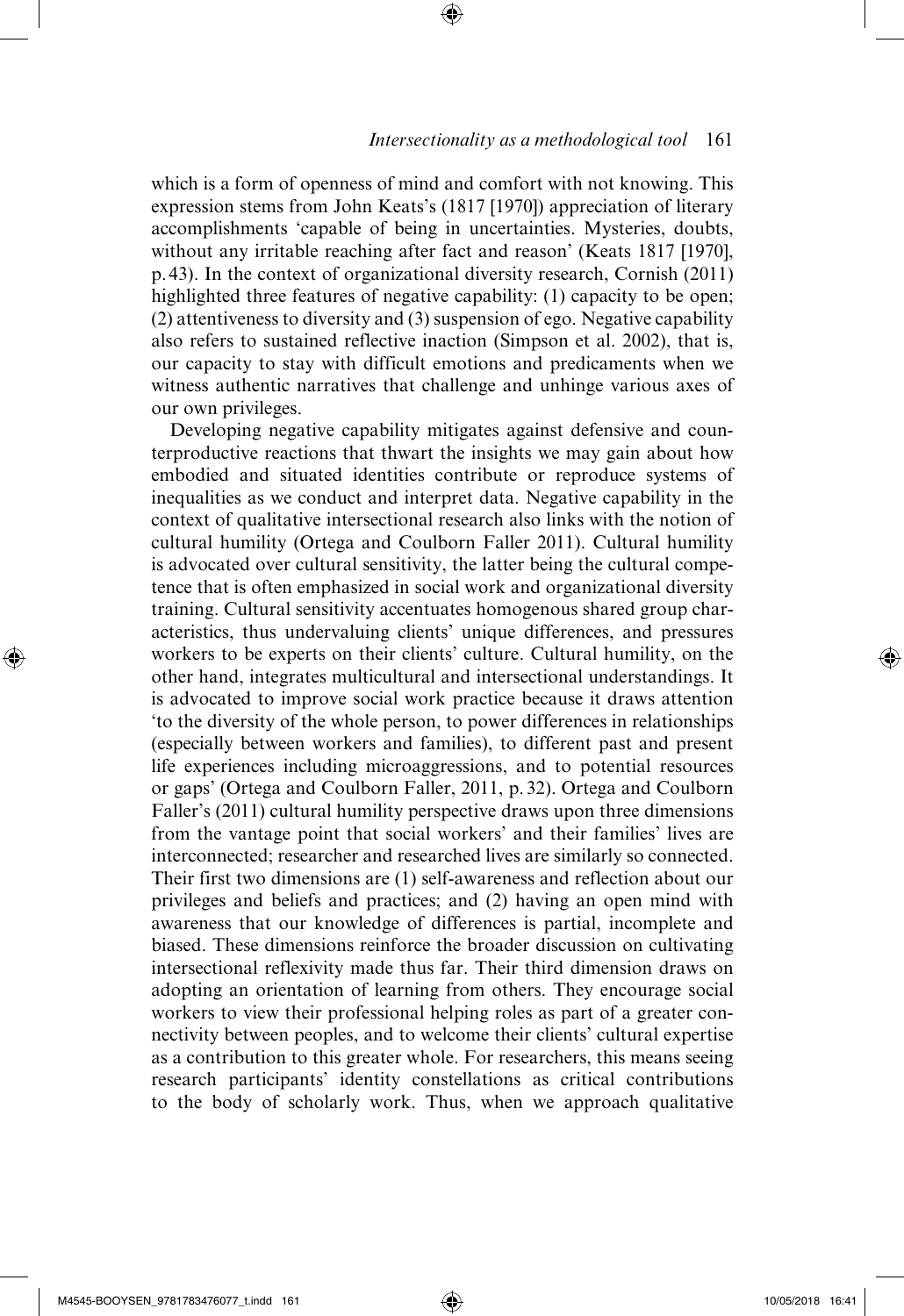which is a form of openness of mind and comfort with not knowing. This expression stems from John Keats's (1817 [1970]) appreciation of literary accomplishments 'capable of being in uncertainties. Mysteries, doubts, without any irritable reaching after fact and reason' (Keats 1817 [1970], p. 43). In the context of organizational diversity research, Cornish (2011) highlighted three features of negative capability: (1) capacity to be open; (2) attentiveness to diversity and (3) suspension of ego. Negative capability also refers to sustained reflective inaction (Simpson et al. 2002), that is, our capacity to stay with difficult emotions and predicaments when we witness authentic narratives that challenge and unhinge various axes of our own privileges.

Developing negative capability mitigates against defensive and counterproductive reactions that thwart the insights we may gain about how embodied and situated identities contribute or reproduce systems of inequalities as we conduct and interpret data. Negative capability in the context of qualitative intersectional research also links with the notion of cultural humility (Ortega and Coulborn Faller 2011). Cultural humility is advocated over cultural sensitivity, the latter being the cultural competence that is often emphasized in social work and organizational diversity training. Cultural sensitivity accentuates homogenous shared group characteristics, thus undervaluing clients' unique differences, and pressures workers to be experts on their clients' culture. Cultural humility, on the other hand, integrates multicultural and intersectional understandings. It is advocated to improve social work practice because it draws attention 'to the diversity of the whole person, to power differences in relationships (especially between workers and families), to different past and present life experiences including microaggressions, and to potential resources or gaps' (Ortega and Coulborn Faller, 2011, p. 32). Ortega and Coulborn Faller's (2011) cultural humility perspective draws upon three dimensions from the vantage point that social workers' and their families' lives are interconnected; researcher and researched lives are similarly so connected. Their first two dimensions are (1) self-awareness and reflection about our privileges and beliefs and practices; and (2) having an open mind with awareness that our knowledge of differences is partial, incomplete and biased. These dimensions reinforce the broader discussion on cultivating intersectional reflexivity made thus far. Their third dimension draws on adopting an orientation of learning from others. They encourage social workers to view their professional helping roles as part of a greater connectivity between peoples, and to welcome their clients' cultural expertise as a contribution to this greater whole. For researchers, this means seeing research participants' identity constellations as critical contributions to the body of scholarly work. Thus, when we approach qualitative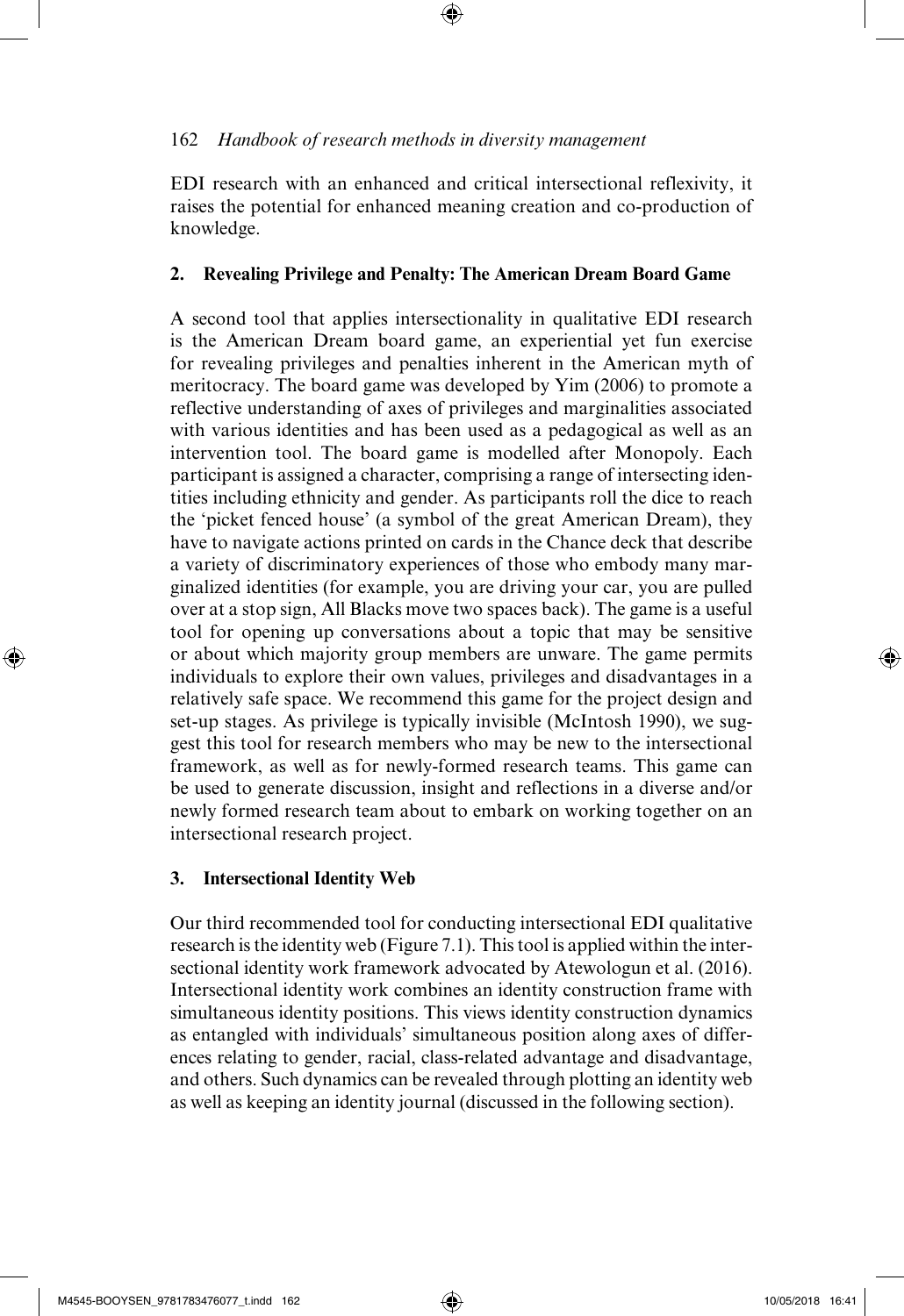EDI research with an enhanced and critical intersectional reflexivity, it raises the potential for enhanced meaning creation and co-production of knowledge.

### 2. Revealing Privilege and Penalty: The American Dream Board Game

A second tool that applies intersectionality in qualitative EDI research is the American Dream board game, an experiential yet fun exercise for revealing privileges and penalties inherent in the American myth of meritocracy. The board game was developed by Yim (2006) to promote a reflective understanding of axes of privileges and marginalities associated with various identities and has been used as a pedagogical as well as an intervention tool. The board game is modelled after Monopoly. Each participant is assigned a character, comprising a range of intersecting identities including ethnicity and gender. As participants roll the dice to reach the 'picket fenced house' (a symbol of the great American Dream), they have to navigate actions printed on cards in the Chance deck that describe a variety of discriminatory experiences of those who embody many marginalized identities (for example, you are driving your car, you are pulled over at a stop sign, All Blacks move two spaces back). The game is a useful tool for opening up conversations about a topic that may be sensitive or about which majority group members are unware. The game permits individuals to explore their own values, privileges and disadvantages in a relatively safe space. We recommend this game for the project design and set-up stages. As privilege is typically invisible (McIntosh 1990), we suggest this tool for research members who may be new to the intersectional framework, as well as for newly-formed research teams. This game can be used to generate discussion, insight and reflections in a diverse and/or newly formed research team about to embark on working together on an intersectional research project.

### 3. Intersectional Identity Web

Our third recommended tool for conducting intersectional EDI qualitative research is the identity web (Figure 7.1). This tool is applied within the intersectional identity work framework advocated by Atewologun et al. (2016). Intersectional identity work combines an identity construction frame with simultaneous identity positions. This views identity construction dynamics as entangled with individuals' simultaneous position along axes of differences relating to gender, racial, class-related advantage and disadvantage, and others. Such dynamics can be revealed through plotting an identity web as well as keeping an identity journal (discussed in the following section).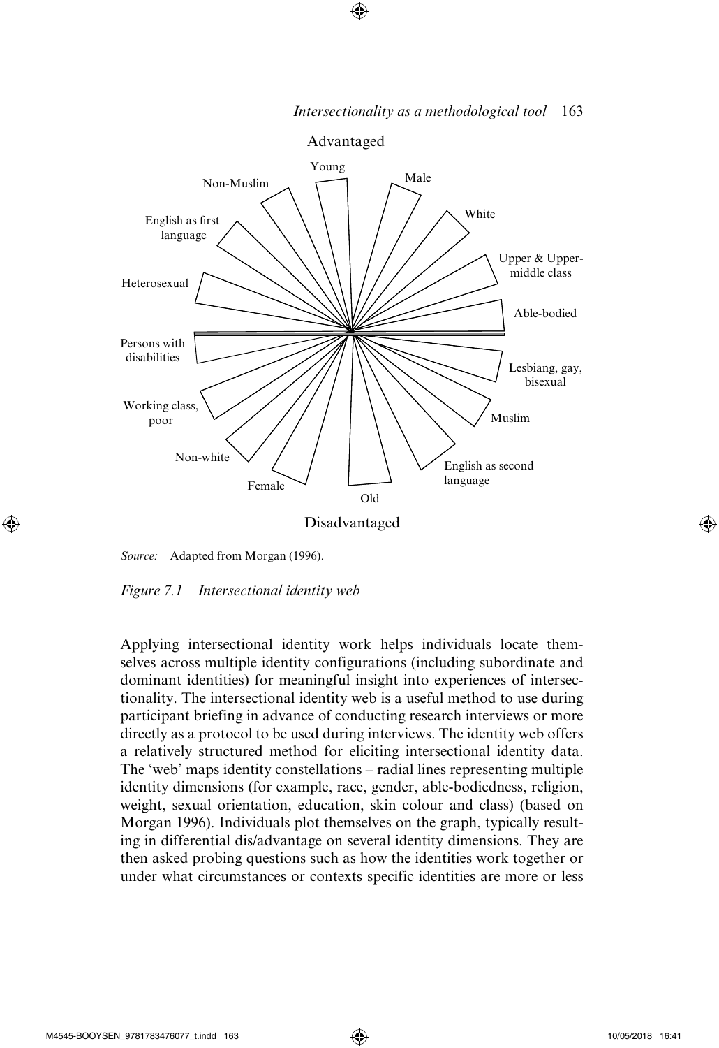*Source:* Adapted from Morgan (1996).

*Figure 7.1 Intersectional identity web*

Applying intersectional identity work helps individuals locate themselves across multiple identity configurations (including subordinate and dominant identities) for meaningful insight into experiences of intersectionality. The intersectional identity web is a useful method to use during participant briefing in advance of conducting research interviews or more directly as a protocol to be used during interviews. The identity web offers a relatively structured method for eliciting intersectional identity data. The 'web' maps identity constellations – radial lines representing multiple identity dimensions (for example, race, gender, able-bodiedness, religion, weight, sexual orientation, education, skin colour and class) (based on Morgan 1996). Individuals plot themselves on the graph, typically resulting in differential dis/advantage on several identity dimensions. They are then asked probing questions such as how the identities work together or under what circumstances or contexts specific identities are more or less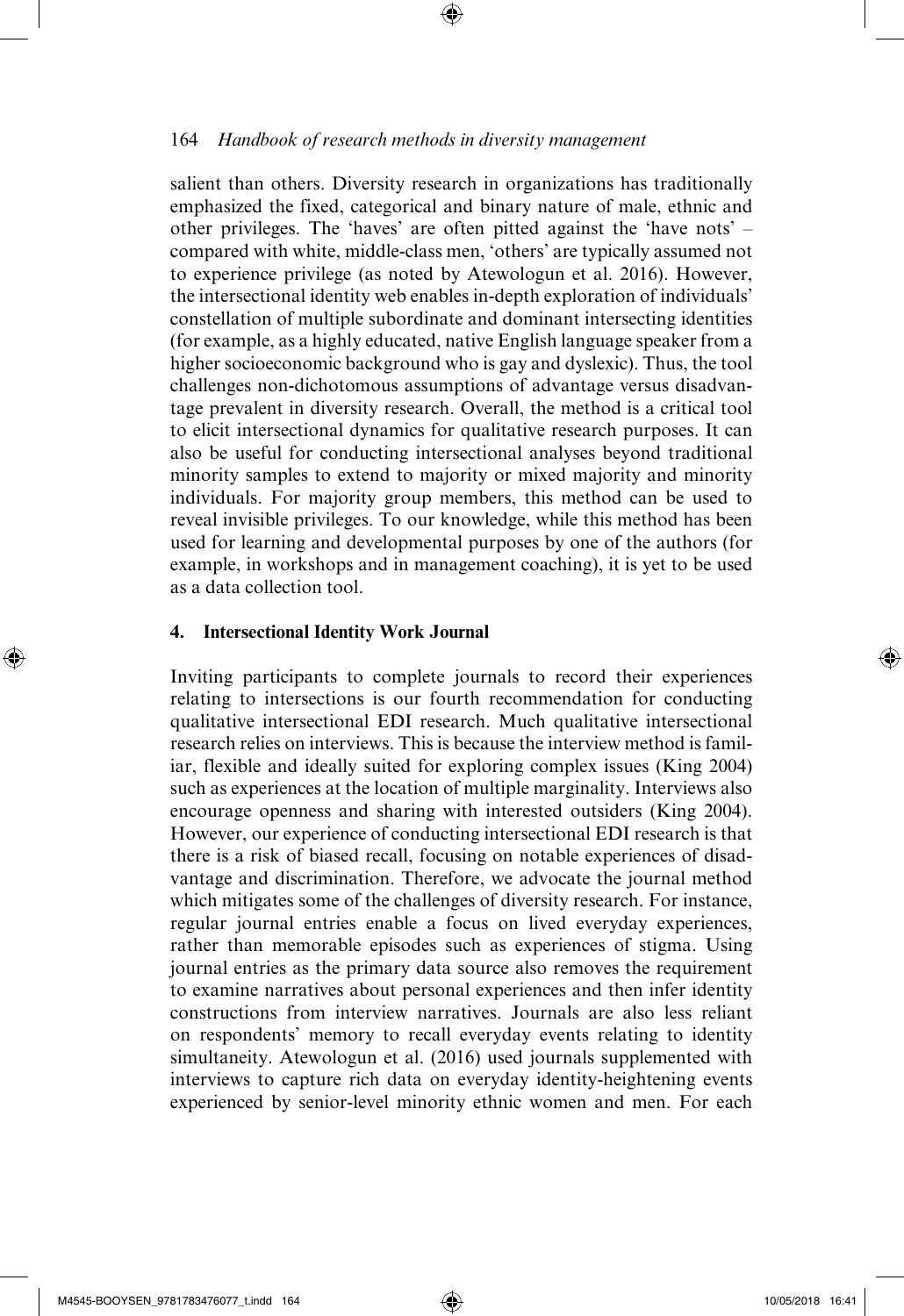salient than others. Diversity research in organizations has traditionally emphasized the fixed, categorical and binary nature of male, ethnic and other privileges. The 'haves' are often pitted against the 'have nots' – compared with white, middle-class men, 'others' are typically assumed not to experience privilege (as noted by Atewologun et al. 2016). However, the intersectional identity web enables in-depth exploration of individuals' constellation of multiple subordinate and dominant intersecting identities (for example, as a highly educated, native English language speaker from a higher socioeconomic background who is gay and dyslexic). Thus, the tool challenges non-dichotomous assumptions of advantage versus disadvantage prevalent in diversity research. Overall, the method is a critical tool to elicit intersectional dynamics for qualitative research purposes. It can also be useful for conducting intersectional analyses beyond traditional minority samples to extend to majority or mixed majority and minority individuals. For majority group members, this method can be used to reveal invisible privileges. To our knowledge, while this method has been used for learning and developmental purposes by one of the authors (for example, in workshops and in management coaching), it is yet to be used as a data collection tool.

#### 4. Intersectional Identity Work Journal

Inviting participants to complete journals to record their experiences relating to intersections is our fourth recommendation for conducting qualitative intersectional EDI research. Much qualitative intersectional research relies on interviews. This is because the interview method is familiar, flexible and ideally suited for exploring complex issues (King 2004) such as experiences at the location of multiple marginality. Interviews also encourage openness and sharing with interested outsiders (King 2004). However, our experience of conducting intersectional EDI research is that there is a risk of biased recall, focusing on notable experiences of disadvantage and discrimination. Therefore, we advocate the journal method which mitigates some of the challenges of diversity research. For instance, regular journal entries enable a focus on lived everyday experiences, rather than memorable episodes such as experiences of stigma. Using journal entries as the primary data source also removes the requirement to examine narratives about personal experiences and then infer identity constructions from interview narratives. Journals are also less reliant on respondents' memory to recall everyday events relating to identity simultaneity. Atewologun et al. (2016) used journals supplemented with interviews to capture rich data on everyday identity-heightening events experienced by senior-level minority ethnic women and men. For each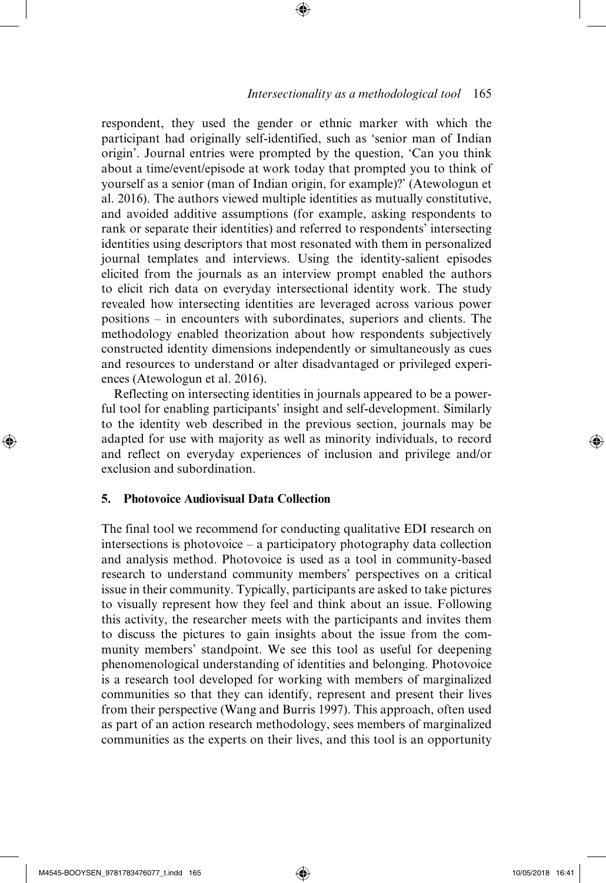respondent, they used the gender or ethnic marker with which the participant had originally self-identified, such as 'senior man of Indian origin'. Journal entries were prompted by the question, 'Can you think about a time/event/episode at work today that prompted you to think of yourself as a senior (man of Indian origin, for example)?' (Atewologun et al. 2016). The authors viewed multiple identities as mutually constitutive, and avoided additive assumptions (for example, asking respondents to rank or separate their identities) and referred to respondents' intersecting identities using descriptors that most resonated with them in personalized journal templates and interviews. Using the identity-salient episodes elicited from the journals as an interview prompt enabled the authors to elicit rich data on everyday intersectional identity work. The study revealed how intersecting identities are leveraged across various power positions – in encounters with subordinates, superiors and clients. The methodology enabled theorization about how respondents subjectively constructed identity dimensions independently or simultaneously as cues and resources to understand or alter disadvantaged or privileged experiences (Atewologun et al. 2016).

Reflecting on intersecting identities in journals appeared to be a powerful tool for enabling participants' insight and self-development. Similarly to the identity web described in the previous section, journals may be adapted for use with majority as well as minority individuals, to record and reflect on everyday experiences of inclusion and privilege and/or exclusion and subordination.

## 5. Photovoice Audiovisual Data Collection

The final tool we recommend for conducting qualitative EDI research on intersections is photovoice – a participatory photography data collection and analysis method. Photovoice is used as a tool in community-based research to understand community members' perspectives on a critical issue in their community. Typically, participants are asked to take pictures to visually represent how they feel and think about an issue. Following this activity, the researcher meets with the participants and invites them to discuss the pictures to gain insights about the issue from the community members' standpoint. We see this tool as useful for deepening phenomenological understanding of identities and belonging. Photovoice is a research tool developed for working with members of marginalized communities so that they can identify, represent and present their lives from their perspective (Wang and Burris 1997). This approach, often used as part of an action research methodology, sees members of marginalized communities as the experts on their lives, and this tool is an opportunity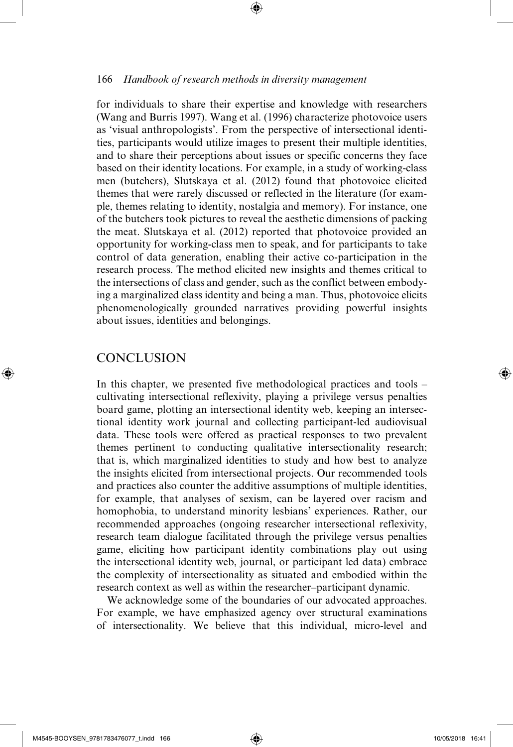for individuals to share their expertise and knowledge with researchers (Wang and Burris 1997). Wang et al. (1996) characterize photovoice users as 'visual anthropologists'. From the perspective of intersectional identities, participants would utilize images to present their multiple identities, and to share their perceptions about issues or specific concerns they face based on their identity locations. For example, in a study of working-class men (butchers), Slutskaya et al. (2012) found that photovoice elicited themes that were rarely discussed or reflected in the literature (for example, themes relating to identity, nostalgia and memory). For instance, one of the butchers took pictures to reveal the aesthetic dimensions of packing the meat. Slutskaya et al. (2012) reported that photovoice provided an opportunity for working-class men to speak, and for participants to take control of data generation, enabling their active co-participation in the research process. The method elicited new insights and themes critical to the intersections of class and gender, such as the conflict between embodying a marginalized class identity and being a man. Thus, photovoice elicits phenomenologically grounded narratives providing powerful insights about issues, identities and belongings.

## CONCLUSION

In this chapter, we presented five methodological practices and tools – cultivating intersectional reflexivity, playing a privilege versus penalties board game, plotting an intersectional identity web, keeping an intersectional identity work journal and collecting participant-led audiovisual data. These tools were offered as practical responses to two prevalent themes pertinent to conducting qualitative intersectionality research; that is, which marginalized identities to study and how best to analyze the insights elicited from intersectional projects. Our recommended tools and practices also counter the additive assumptions of multiple identities, for example, that analyses of sexism, can be layered over racism and homophobia, to understand minority lesbians' experiences. Rather, our recommended approaches (ongoing researcher intersectional reflexivity, research team dialogue facilitated through the privilege versus penalties game, eliciting how participant identity combinations play out using the intersectional identity web, journal, or participant led data) embrace the complexity of intersectionality as situated and embodied within the research context as well as within the researcher–participant dynamic.

We acknowledge some of the boundaries of our advocated approaches. For example, we have emphasized agency over structural examinations of intersectionality. We believe that this individual, micro-level and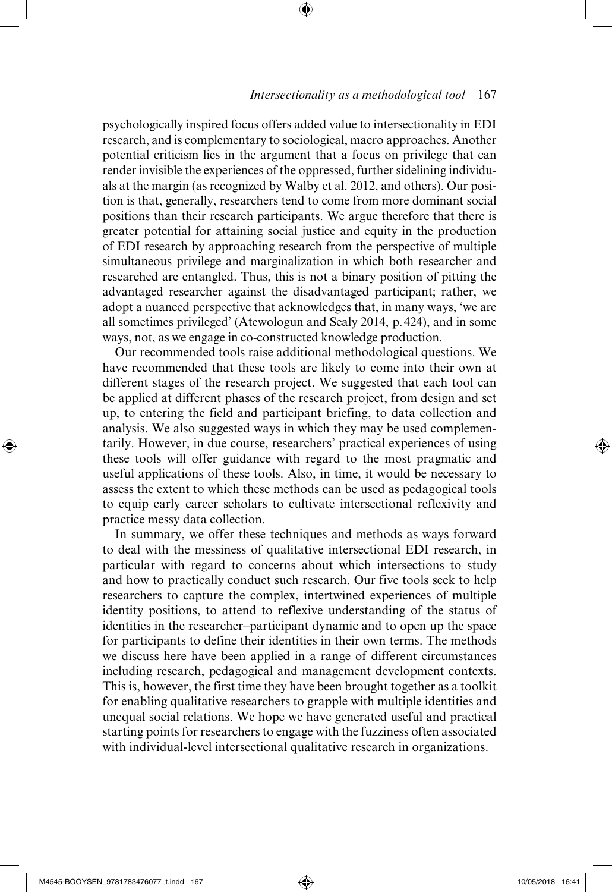psychologically inspired focus offers added value to intersectionality in EDI research, and is complementary to sociological, macro approaches. Another potential criticism lies in the argument that a focus on privilege that can render invisible the experiences of the oppressed, further sidelining individuals at the margin (as recognized by Walby et al. 2012, and others). Our position is that, generally, researchers tend to come from more dominant social positions than their research participants. We argue therefore that there is greater potential for attaining social justice and equity in the production of EDI research by approaching research from the perspective of multiple simultaneous privilege and marginalization in which both researcher and researched are entangled. Thus, this is not a binary position of pitting the advantaged researcher against the disadvantaged participant; rather, we adopt a nuanced perspective that acknowledges that, in many ways, 'we are all sometimes privileged' (Atewologun and Sealy 2014, p. 424), and in some ways, not, as we engage in co-constructed knowledge production.

Our recommended tools raise additional methodological questions. We have recommended that these tools are likely to come into their own at different stages of the research project. We suggested that each tool can be applied at different phases of the research project, from design and set up, to entering the field and participant briefing, to data collection and analysis. We also suggested ways in which they may be used complementarily. However, in due course, researchers' practical experiences of using these tools will offer guidance with regard to the most pragmatic and useful applications of these tools. Also, in time, it would be necessary to assess the extent to which these methods can be used as pedagogical tools to equip early career scholars to cultivate intersectional reflexivity and practice messy data collection.

In summary, we offer these techniques and methods as ways forward to deal with the messiness of qualitative intersectional EDI research, in particular with regard to concerns about which intersections to study and how to practically conduct such research. Our five tools seek to help researchers to capture the complex, intertwined experiences of multiple identity positions, to attend to reflexive understanding of the status of identities in the researcher–participant dynamic and to open up the space for participants to define their identities in their own terms. The methods we discuss here have been applied in a range of different circumstances including research, pedagogical and management development contexts. This is, however, the first time they have been brought together as a toolkit for enabling qualitative researchers to grapple with multiple identities and unequal social relations. We hope we have generated useful and practical starting points for researchers to engage with the fuzziness often associated with individual-level intersectional qualitative research in organizations.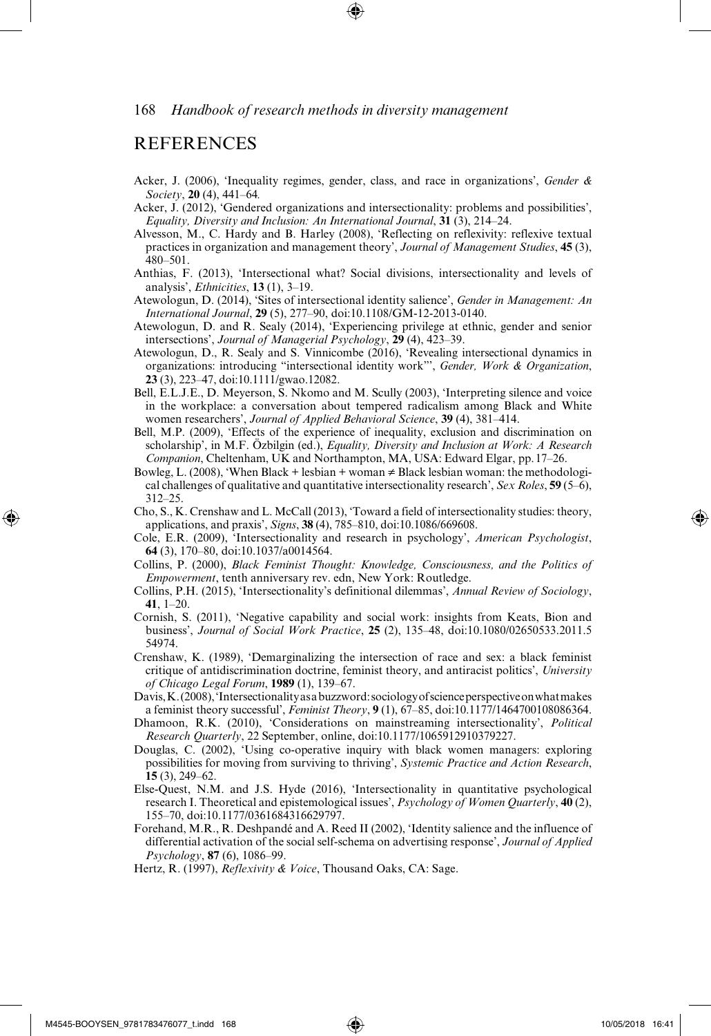## REFERENCES

Acker, J. (2006), 'Inequality regimes, gender, class, and race in organizations', *Gender & Society*, **20** (4), 441–64.

Acker, J. (2012), 'Gendered organizations and intersectionality: problems and possibilities', *Equality, Diversity and Inclusion: An International Journal*, **31** (3), 214–24.

Alvesson, M., C. Hardy and B. Harley (2008), 'Reflecting on reflexivity: reflexive textual practices in organization and management theory', *Journal of Management Studies*, **45** (3), 480–501.

Anthias, F. (2013), 'Intersectional what? Social divisions, intersectionality and levels of analysis', *Ethnicities*, **13** (1), 3–19.

Atewologun, D. (2014), 'Sites of intersectional identity salience', *Gender in Management: An International Journal*, **29** (5), 277–90, doi:10.1108/GM-12-2013-0140.

Atewologun, D. and R. Sealy (2014), 'Experiencing privilege at ethnic, gender and senior intersections', *Journal of Managerial Psychology*, **29** (4), 423–39.

Atewologun, D., R. Sealy and S. Vinnicombe (2016), 'Revealing intersectional dynamics in organizations: introducing "intersectional identity work"', *Gender, Work & Organization*, **23** (3), 223–47, doi:10.1111/gwao.12082.

Bell, E.L.J.E., D. Meyerson, S. Nkomo and M. Scully (2003), 'Interpreting silence and voice in the workplace: a conversation about tempered radicalism among Black and White women researchers', *Journal of Applied Behavioral Science*, **39** (4), 381–414.

Bell, M.P. (2009), 'Effects of the experience of inequality, exclusion and discrimination on scholarship', in M.F. Özbilgin (ed.), *Equality, Diversity and Inclusion at Work: A Research Companion*, Cheltenham, UK and Northampton, MA, USA: Edward Elgar, pp. 17–26.

Bowleg, L. (2008), 'When Black + lesbian + woman ≠ Black lesbian woman: the methodological challenges of qualitative and quantitative intersectionality research', *Sex Roles*, **59** (5–6), 312–25.

Cho, S., K. Crenshaw and L. McCall (2013), 'Toward a field of intersectionality studies: theory, applications, and praxis', *Signs*, **38** (4), 785–810, doi:10.1086/669608.

Cole, E.R. (2009), 'Intersectionality and research in psychology', *American Psychologist*, **64** (3), 170–80, doi:10.1037/a0014564.

Collins, P. (2000), *Black Feminist Thought: Knowledge, Consciousness, and the Politics of Empowerment*, tenth anniversary rev. edn, New York: Routledge.

Collins, P.H. (2015), 'Intersectionality's definitional dilemmas', *Annual Review of Sociology*, **41**, 1–20.

Cornish, S. (2011), 'Negative capability and social work: insights from Keats, Bion and business', *Journal of Social Work Practice*, **25** (2), 135–48, doi:10.1080/02650533.2011.554974.

Crenshaw, K. (1989), 'Demarginalizing the intersection of race and sex: a black feminist critique of antidiscrimination doctrine, feminist theory, and antiracist politics', *University of Chicago Legal Forum*, **1989** (1), 139–67.

Davis, K. (2008), 'Intersectionality as a buzzword: sociology of science perspective on what makes a feminist theory successful', *Feminist Theory*, **9** (1), 67–85, doi:10.1177/1464700108086364.

Dhamoon, R.K. (2010), 'Considerations on mainstreaming intersectionality', *Political Research Quarterly*, 22 September, online, doi:10.1177/1065912910379227.

Douglas, C. (2002), 'Using co-operative inquiry with black women managers: exploring possibilities for moving from surviving to thriving', *Systemic Practice and Action Research*, **15** (3), 249–62.

Else-Quest, N.M. and J.S. Hyde (2016), 'Intersectionality in quantitative psychological research I. Theoretical and epistemological issues', *Psychology of Women Quarterly*, **40** (2), 155–70, doi:10.1177/0361684316629797.

Forehand, M.R., R. Deshpandé and A. Reed II (2002), 'Identity salience and the influence of differential activation of the social self-schema on advertising response', *Journal of Applied Psychology*, **87** (6), 1086–99.

Hertz, R. (1997), *Reflexivity & Voice*, Thousand Oaks, CA: Sage.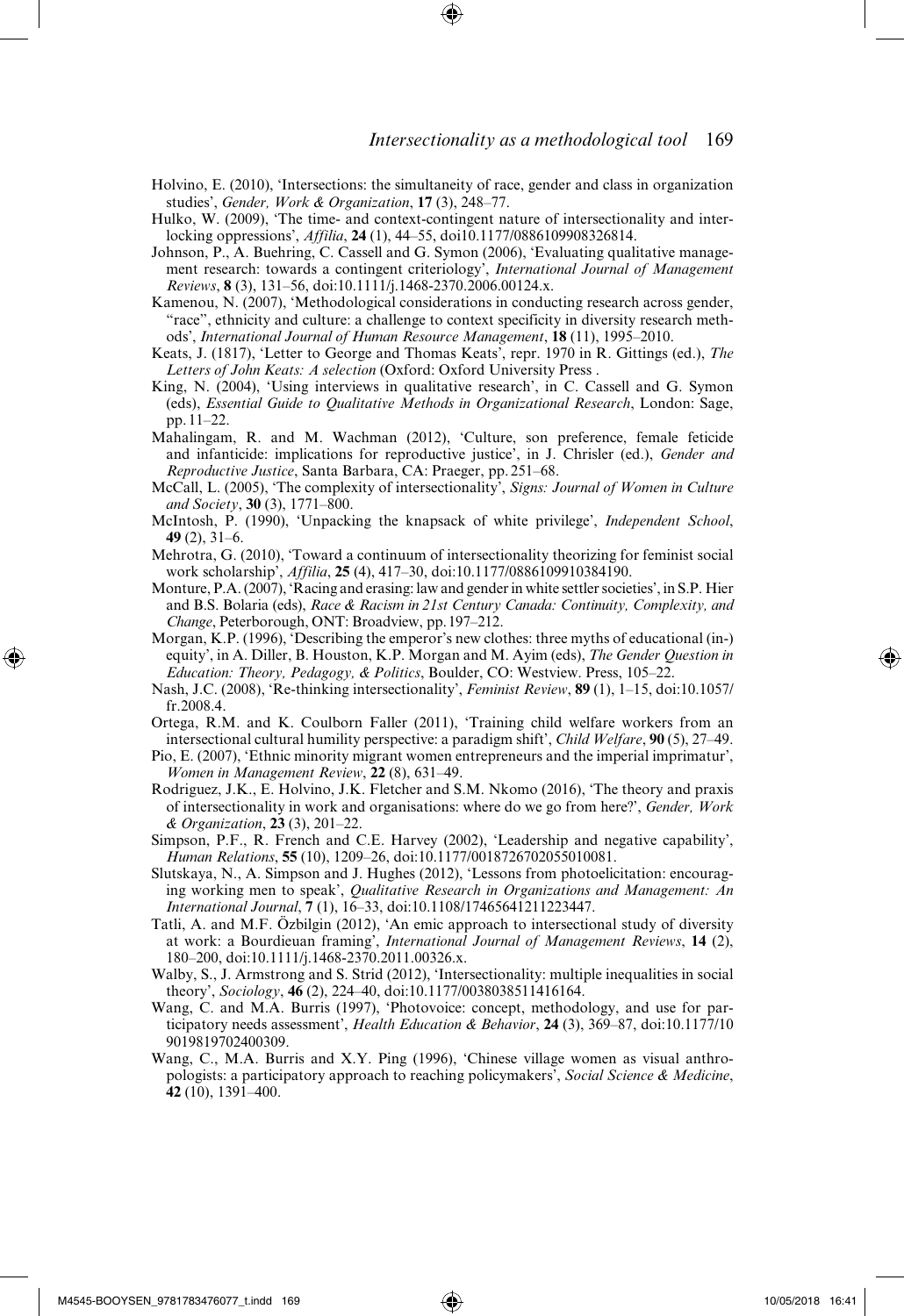Holvino, E. (2010), 'Intersections: the simultaneity of race, gender and class in organization studies', *Gender, Work & Organization*, **17** (3), 248–77.

Hulko, W. (2009), 'The time- and context-contingent nature of intersectionality and interlocking oppressions', *Affilia*, **24** (1), 44–55, doi10.1177/0886109908326814.

Johnson, P., A. Buehring, C. Cassell and G. Symon (2006), 'Evaluating qualitative management research: towards a contingent criteriology', *International Journal of Management Reviews*, **8** (3), 131–56, doi:10.1111/j.1468-2370.2006.00124.x.

Kamenou, N. (2007), 'Methodological considerations in conducting research across gender, "race", ethnicity and culture: a challenge to context specificity in diversity research methods', *International Journal of Human Resource Management*, **18** (11), 1995–2010.

Keats, J. (1817), 'Letter to George and Thomas Keats', repr. 1970 in R. Gittings (ed.), *The Letters of John Keats: A selection* (Oxford: Oxford University Press .

King, N. (2004), 'Using interviews in qualitative research', in C. Cassell and G. Symon (eds), *Essential Guide to Qualitative Methods in Organizational Research*, London: Sage, pp. 11–22.

Mahalingam, R. and M. Wachman (2012), 'Culture, son preference, female feticide and infanticide: implications for reproductive justice', in J. Chrisler (ed.), *Gender and Reproductive Justice*, Santa Barbara, CA: Praeger, pp. 251–68.

McCall, L. (2005), 'The complexity of intersectionality', *Signs: Journal of Women in Culture and Society*, **30** (3), 1771–800.

McIntosh, P. (1990), 'Unpacking the knapsack of white privilege', *Independent School*, **49** (2), 31–6.

Mehrotra, G. (2010), 'Toward a continuum of intersectionality theorizing for feminist social work scholarship', *Affilia*, **25** (4), 417–30, doi:10.1177/0886109910384190.

Monture, P.A. (2007), 'Racing and erasing: law and gender in white settler societies', in S.P. Hier and B.S. Bolaria (eds), *Race & Racism in 21st Century Canada: Continuity, Complexity, and Change*, Peterborough, ONT: Broadview, pp. 197–212.

Morgan, K.P. (1996), 'Describing the emperor's new clothes: three myths of educational (in-) equity', in A. Diller, B. Houston, K.P. Morgan and M. Ayim (eds), *The Gender Question in Education: Theory, Pedagogy, & Politics*, Boulder, CO: Westview. Press, 105–22.

Nash, J.C. (2008), 'Re-thinking intersectionality', *Feminist Review*, **89** (1), 1–15, doi:10.1057/fr.2008.4.

Ortega, R.M. and K. Coulborn Faller (2011), 'Training child welfare workers from an intersectional cultural humility perspective: a paradigm shift', *Child Welfare*, **90** (5), 27–49.

Pio, E. (2007), 'Ethnic minority migrant women entrepreneurs and the imperial imprimatur', *Women in Management Review*, **22** (8), 631–49.

Rodriguez, J.K., E. Holvino, J.K. Fletcher and S.M. Nkomo (2016), 'The theory and praxis of intersectionality in work and organisations: where do we go from here?', *Gender, Work & Organization*, **23** (3), 201–22.

Simpson, P.F., R. French and C.E. Harvey (2002), 'Leadership and negative capability', *Human Relations*, **55** (10), 1209–26, doi:10.1177/0018726702055010081.

Slutskaya, N., A. Simpson and J. Hughes (2012), 'Lessons from photoelicitation: encouraging working men to speak', *Qualitative Research in Organizations and Management: An International Journal*, **7** (1), 16–33, doi:10.1108/17465641211223447.

Tatli, A. and M.F. Özbilgin (2012), 'An emic approach to intersectional study of diversity at work: a Bourdieuan framing', *International Journal of Management Reviews*, **14** (2), 180–200, doi:10.1111/j.1468-2370.2011.00326.x.

Walby, S., J. Armstrong and S. Strid (2012), 'Intersectionality: multiple inequalities in social theory', *Sociology*, **46** (2), 224–40, doi:10.1177/0038038511416164.

Wang, C. and M.A. Burris (1997), 'Photovoice: concept, methodology, and use for participatory needs assessment', *Health Education & Behavior*, **24** (3), 369–87, doi:10.1177/109019819702400309.

Wang, C., M.A. Burris and X.Y. Ping (1996), 'Chinese village women as visual anthropologists: a participatory approach to reaching policymakers', *Social Science & Medicine*, **42** (10), 1391–400.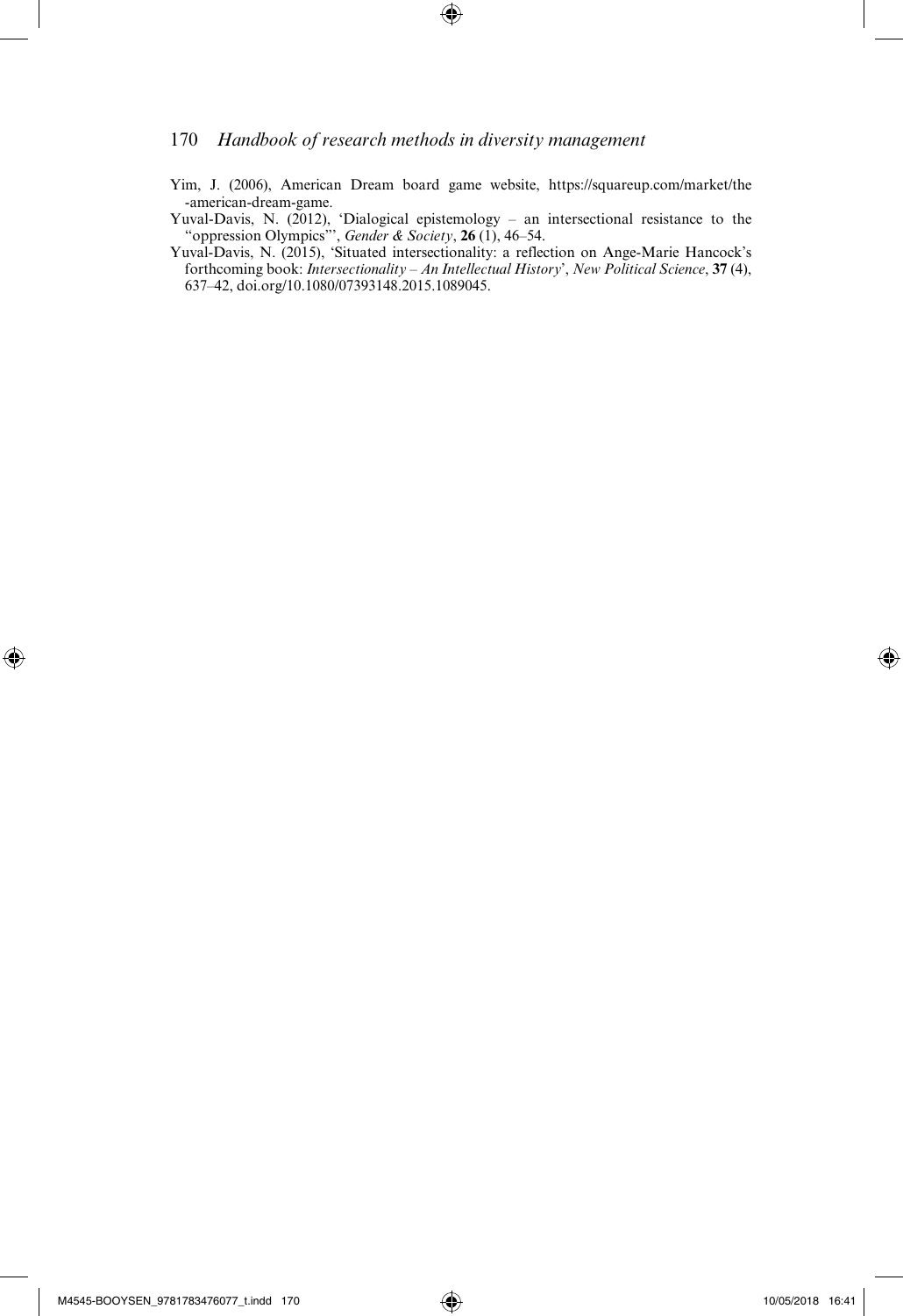Yim, J. (2006), American Dream board game website, https://squareup.com/market/the-american-dream-game.

Yuval-Davis, N. (2012), 'Dialogical epistemology – an intersectional resistance to the "oppression Olympics"', *Gender & Society*, **26** (1), 46–54.

Yuval-Davis, N. (2015), 'Situated intersectionality: a reflection on Ange-Marie Hancock's forthcoming book: *Intersectionality – An Intellectual History*', *New Political Science*, **37** (4), 637–42, doi.org/10.1080/07393148.2015.1089045.